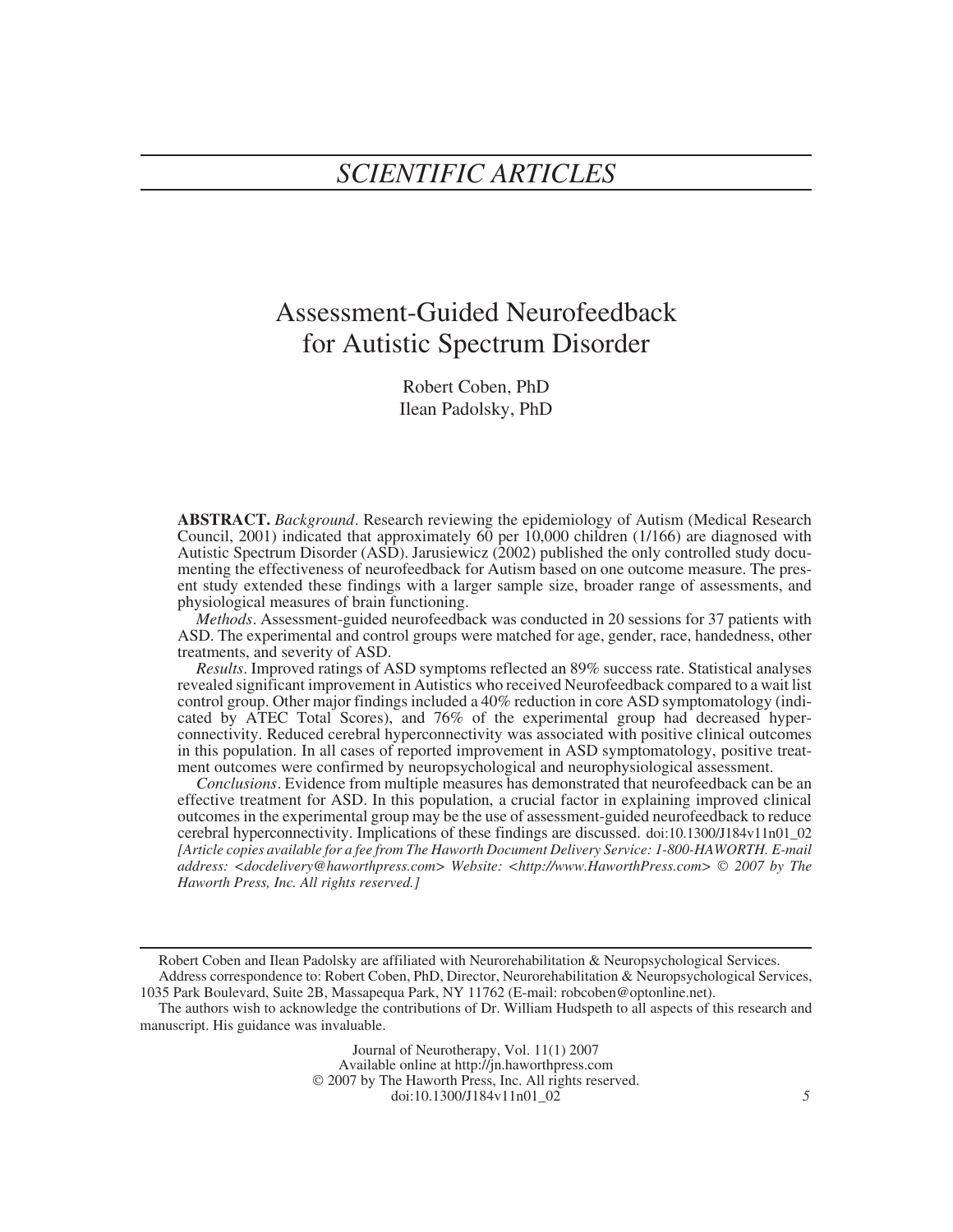# SCIENTIFIC ARTICLES

## Assessment-Guided Neurofeedback for Autistic Spectrum Disorder

Robert Coben, PhD
Ilean Padolsky, PhD

**ABSTRACT.** *Background*. Research reviewing the epidemiology of Autism (Medical Research Council, 2001) indicated that approximately 60 per 10,000 children (1/166) are diagnosed with Autistic Spectrum Disorder (ASD). Jarusiewicz (2002) published the only controlled study documenting the effectiveness of neurofeedback for Autism based on one outcome measure. The present study extended these findings with a larger sample size, broader range of assessments, and physiological measures of brain functioning.

*Methods*. Assessment-guided neurofeedback was conducted in 20 sessions for 37 patients with ASD. The experimental and control groups were matched for age, gender, race, handedness, other treatments, and severity of ASD.

*Results*. Improved ratings of ASD symptoms reflected an 89% success rate. Statistical analyses revealed significant improvement in Autistics who received Neurofeedback compared to a wait list control group. Other major findings included a 40% reduction in core ASD symptomatology (indicated by ATEC Total Scores), and 76% of the experimental group had decreased hyperconnectivity. Reduced cerebral hyperconnectivity was associated with positive clinical outcomes in this population. In all cases of reported improvement in ASD symptomatology, positive treatment outcomes were confirmed by neuropsychological and neurophysiological assessment.

*Conclusions*. Evidence from multiple measures has demonstrated that neurofeedback can be an effective treatment for ASD. In this population, a crucial factor in explaining improved clinical outcomes in the experimental group may be the use of assessment-guided neurofeedback to reduce cerebral hyperconnectivity. Implications of these findings are discussed. doi:10.1300/J184v11n01_02 *[Article copies available for a fee from The Haworth Document Delivery Service: 1-800-HAWORTH. E-mail address: <docdelivery@haworthpress.com> Website: <http://www.HaworthPress.com> © 2007 by The Haworth Press, Inc. All rights reserved.]*

---

Robert Coben and Ilean Padolsky are affiliated with Neurorehabilitation & Neuropsychological Services.

Address correspondence to: Robert Coben, PhD, Director, Neurorehabilitation & Neuropsychological Services, 1035 Park Boulevard, Suite 2B, Massapequa Park, NY 11762 (E-mail: robcoben@optonline.net).

The authors wish to acknowledge the contributions of Dr. William Hudspeth to all aspects of this research and manuscript. His guidance was invaluable.

Journal of Neurotherapy, Vol. 11(1) 2007
Available online at http://jn.haworthpress.com
© 2007 by The Haworth Press, Inc. All rights reserved.
doi:10.1300/J184v11n01_02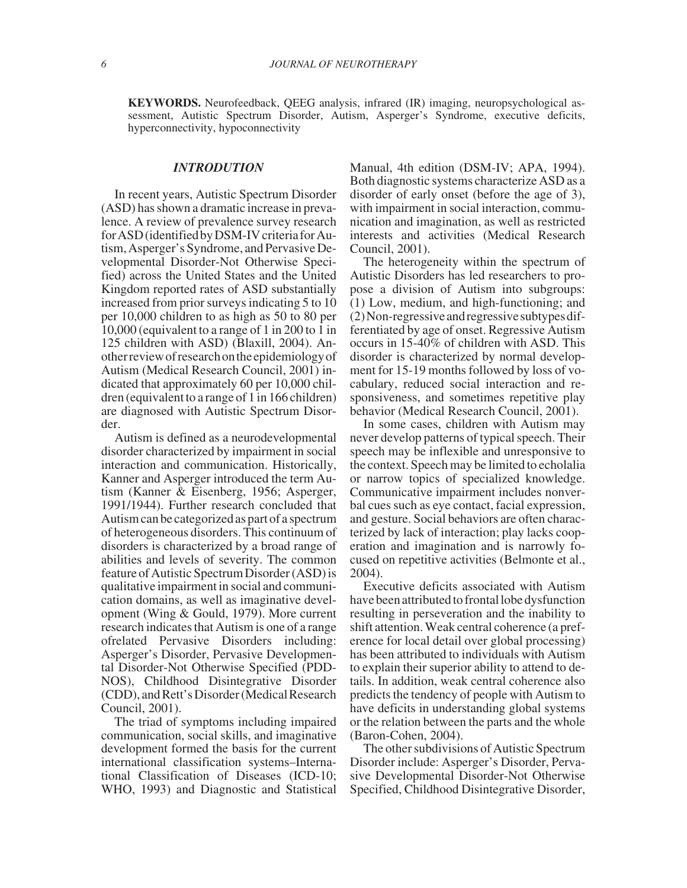**KEYWORDS.** Neurofeedback, QEEG analysis, infrared (IR) imaging, neuropsychological assessment, Autistic Spectrum Disorder, Autism, Asperger's Syndrome, executive deficits, hyperconnectivity, hypoconnectivity

## *INTRODUTION*

In recent years, Autistic Spectrum Disorder (ASD) has shown a dramatic increase in prevalence. A review of prevalence survey research for ASD (identified by DSM-IV criteria for Autism, Asperger's Syndrome, and Pervasive Developmental Disorder-Not Otherwise Specified) across the United States and the United Kingdom reported rates of ASD substantially increased from prior surveys indicating 5 to 10 per 10,000 children to as high as 50 to 80 per 10,000 (equivalent to a range of 1 in 200 to 1 in 125 children with ASD) (Blaxill, 2004). Another review of research on the epidemiology of Autism (Medical Research Council, 2001) indicated that approximately 60 per 10,000 children (equivalent to a range of 1 in 166 children) are diagnosed with Autistic Spectrum Disorder.

Autism is defined as a neurodevelopmental disorder characterized by impairment in social interaction and communication. Historically, Kanner and Asperger introduced the term Autism (Kanner & Eisenberg, 1956; Asperger, 1991/1944). Further research concluded that Autism can be categorized as part of a spectrum of heterogeneous disorders. This continuum of disorders is characterized by a broad range of abilities and levels of severity. The common feature of Autistic Spectrum Disorder (ASD) is qualitative impairment in social and communication domains, as well as imaginative development (Wing & Gould, 1979). More current research indicates that Autism is one of a range ofrelated Pervasive Disorders including: Asperger's Disorder, Pervasive Developmental Disorder-Not Otherwise Specified (PDD-NOS), Childhood Disintegrative Disorder (CDD), and Rett's Disorder (Medical Research Council, 2001).

The triad of symptoms including impaired communication, social skills, and imaginative development formed the basis for the current international classification systems–International Classification of Diseases (ICD-10; WHO, 1993) and Diagnostic and Statistical Manual, 4th edition (DSM-IV; APA, 1994). Both diagnostic systems characterize ASD as a disorder of early onset (before the age of 3), with impairment in social interaction, communication and imagination, as well as restricted interests and activities (Medical Research Council, 2001).

The heterogeneity within the spectrum of Autistic Disorders has led researchers to propose a division of Autism into subgroups: (1) Low, medium, and high-functioning; and (2) Non-regressive and regressive subtypes differentiated by age of onset. Regressive Autism occurs in 15-40% of children with ASD. This disorder is characterized by normal development for 15-19 months followed by loss of vocabulary, reduced social interaction and responsiveness, and sometimes repetitive play behavior (Medical Research Council, 2001).

In some cases, children with Autism may never develop patterns of typical speech. Their speech may be inflexible and unresponsive to the context. Speech may be limited to echolalia or narrow topics of specialized knowledge. Communicative impairment includes nonverbal cues such as eye contact, facial expression, and gesture. Social behaviors are often characterized by lack of interaction; play lacks cooperation and imagination and is narrowly focused on repetitive activities (Belmonte et al., 2004).

Executive deficits associated with Autism have been attributed to frontal lobe dysfunction resulting in perseveration and the inability to shift attention. Weak central coherence (a preference for local detail over global processing) has been attributed to individuals with Autism to explain their superior ability to attend to details. In addition, weak central coherence also predicts the tendency of people with Autism to have deficits in understanding global systems or the relation between the parts and the whole (Baron-Cohen, 2004).

The other subdivisions of Autistic Spectrum Disorder include: Asperger's Disorder, Pervasive Developmental Disorder-Not Otherwise Specified, Childhood Disintegrative Disorder,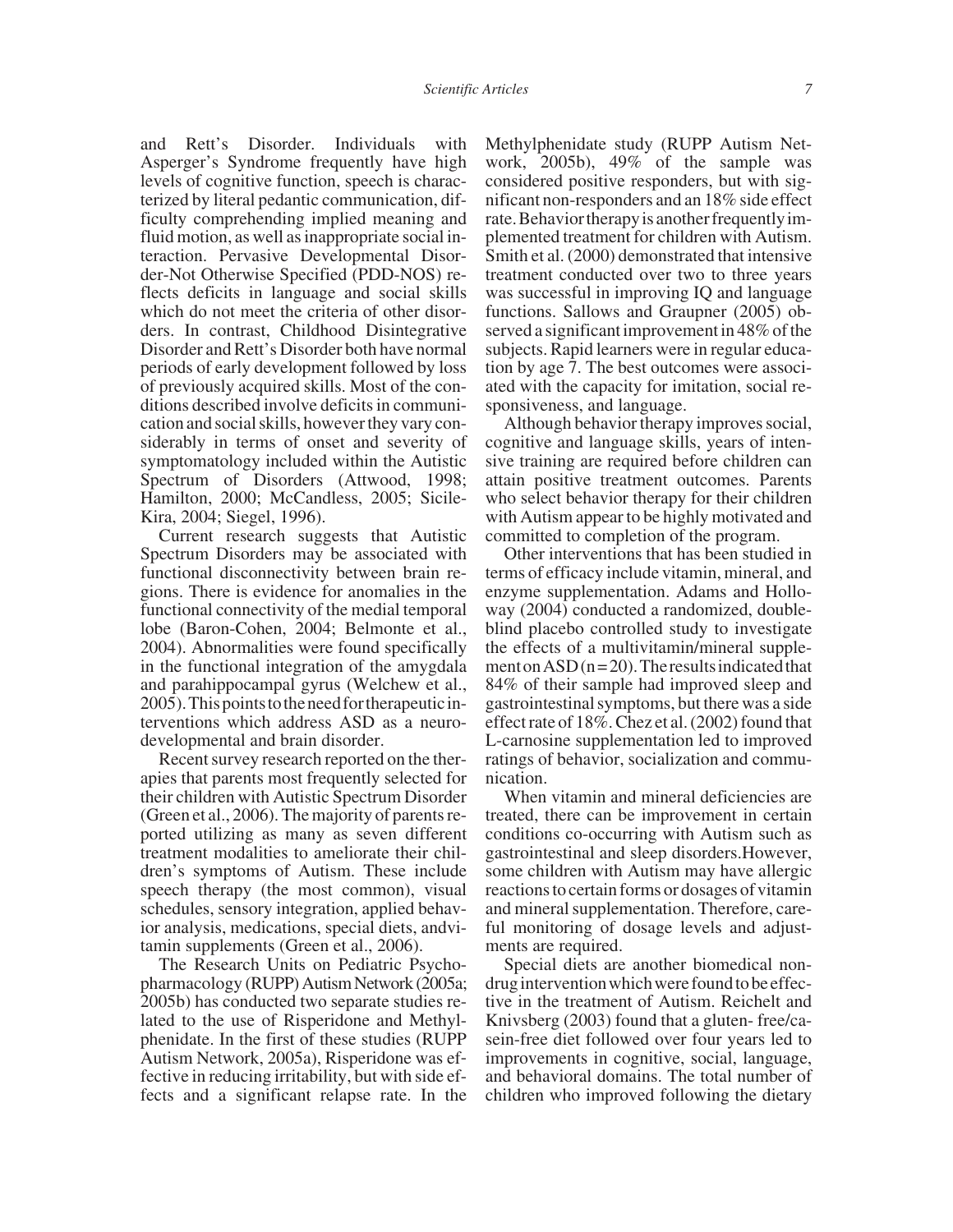and Rett's Disorder. Individuals with Asperger's Syndrome frequently have high levels of cognitive function, speech is characterized by literal pedantic communication, difficulty comprehending implied meaning and fluid motion, as well as inappropriate social interaction. Pervasive Developmental Disorder-Not Otherwise Specified (PDD-NOS) reflects deficits in language and social skills which do not meet the criteria of other disorders. In contrast, Childhood Disintegrative Disorder and Rett's Disorder both have normal periods of early development followed by loss of previously acquired skills. Most of the conditions described involve deficits in communication and social skills, however they vary considerably in terms of onset and severity of symptomatology included within the Autistic Spectrum of Disorders (Attwood, 1998; Hamilton, 2000; McCandless, 2005; Sicile-Kira, 2004; Siegel, 1996).

Current research suggests that Autistic Spectrum Disorders may be associated with functional disconnectivity between brain regions. There is evidence for anomalies in the functional connectivity of the medial temporal lobe (Baron-Cohen, 2004; Belmonte et al., 2004). Abnormalities were found specifically in the functional integration of the amygdala and parahippocampal gyrus (Welchew et al., 2005). This points to the need for therapeutic interventions which address ASD as a neurodevelopmental and brain disorder.

Recent survey research reported on the therapies that parents most frequently selected for their children with Autistic Spectrum Disorder (Green et al., 2006). The majority of parents reported utilizing as many as seven different treatment modalities to ameliorate their children's symptoms of Autism. These include speech therapy (the most common), visual schedules, sensory integration, applied behavior analysis, medications, special diets, andvitamin supplements (Green et al., 2006).

The Research Units on Pediatric Psychopharmacology (RUPP) Autism Network (2005a; 2005b) has conducted two separate studies related to the use of Risperidone and Methylphenidate. In the first of these studies (RUPP Autism Network, 2005a), Risperidone was effective in reducing irritability, but with side effects and a significant relapse rate. In the Methylphenidate study (RUPP Autism Network, 2005b), 49% of the sample was considered positive responders, but with significant non-responders and an 18% side effect rate. Behavior therapy is another frequently implemented treatment for children with Autism. Smith et al. (2000) demonstrated that intensive treatment conducted over two to three years was successful in improving IQ and language functions. Sallows and Graupner (2005) observed a significant improvement in 48% of the subjects. Rapid learners were in regular education by age 7. The best outcomes were associated with the capacity for imitation, social responsiveness, and language.

Although behavior therapy improves social, cognitive and language skills, years of intensive training are required before children can attain positive treatment outcomes. Parents who select behavior therapy for their children with Autism appear to be highly motivated and committed to completion of the program.

Other interventions that has been studied in terms of efficacy include vitamin, mineral, and enzyme supplementation. Adams and Holloway (2004) conducted a randomized, double-blind placebo controlled study to investigate the effects of a multivitamin/mineral supplement on ASD (n = 20). The results indicated that 84% of their sample had improved sleep and gastrointestinal symptoms, but there was a side effect rate of 18%. Chez et al. (2002) found that L-carnosine supplementation led to improved ratings of behavior, socialization and communication.

When vitamin and mineral deficiencies are treated, there can be improvement in certain conditions co-occurring with Autism such as gastrointestinal and sleep disorders.However, some children with Autism may have allergic reactions to certain forms or dosages of vitamin and mineral supplementation. Therefore, careful monitoring of dosage levels and adjustments are required.

Special diets are another biomedical non-drug intervention which were found to be effective in the treatment of Autism. Reichelt and Knivsberg (2003) found that a gluten- free/casein-free diet followed over four years led to improvements in cognitive, social, language, and behavioral domains. The total number of children who improved following the dietary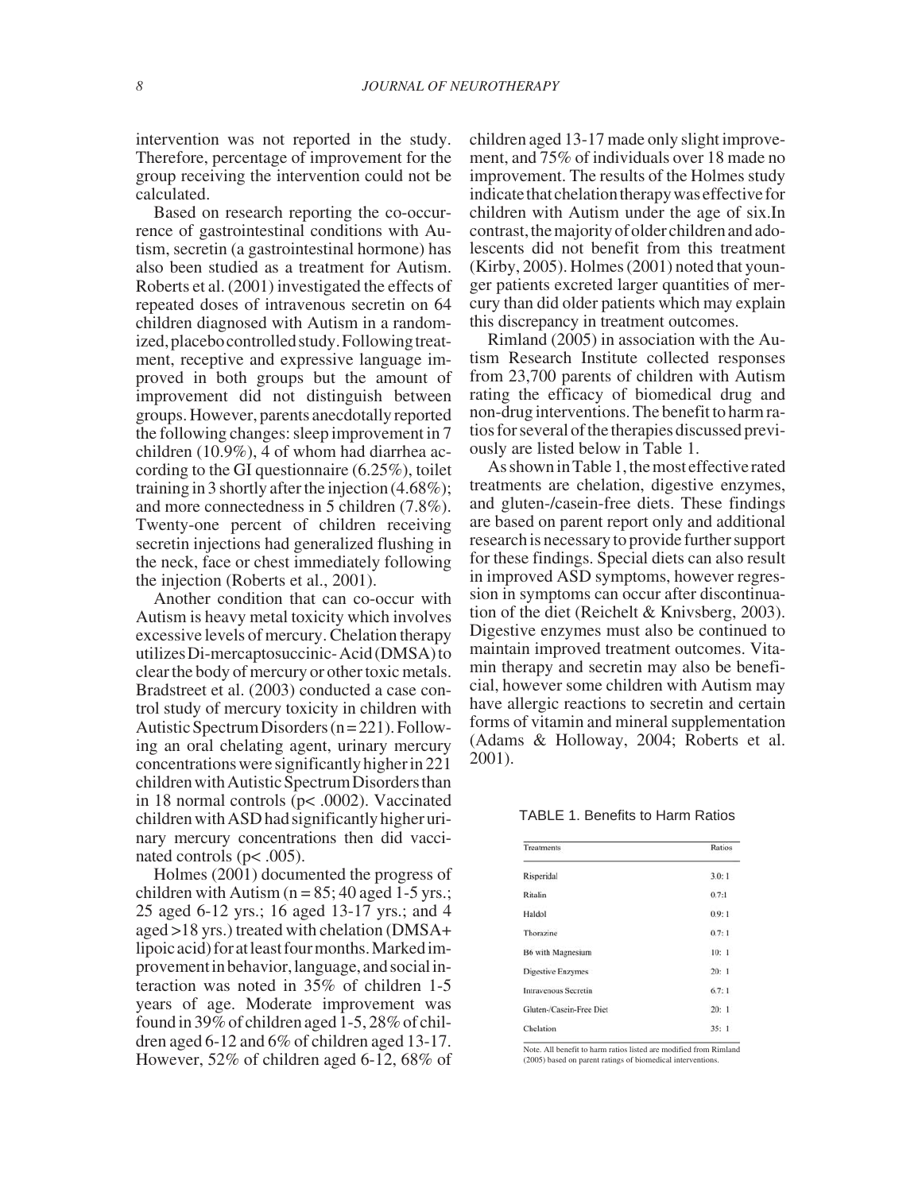intervention was not reported in the study. Therefore, percentage of improvement for the group receiving the intervention could not be calculated.

Based on research reporting the co-occurrence of gastrointestinal conditions with Autism, secretin (a gastrointestinal hormone) has also been studied as a treatment for Autism. Roberts et al. (2001) investigated the effects of repeated doses of intravenous secretin on 64 children diagnosed with Autism in a randomized, placebo controlled study. Following treatment, receptive and expressive language improved in both groups but the amount of improvement did not distinguish between groups. However, parents anecdotally reported the following changes: sleep improvement in 7 children (10.9%), 4 of whom had diarrhea according to the GI questionnaire (6.25%), toilet training in 3 shortly after the injection (4.68%); and more connectedness in 5 children (7.8%). Twenty-one percent of children receiving secretin injections had generalized flushing in the neck, face or chest immediately following the injection (Roberts et al., 2001).

Another condition that can co-occur with Autism is heavy metal toxicity which involves excessive levels of mercury. Chelation therapy utilizes Di-mercaptosuccinic- Acid (DMSA) to clear the body of mercury or other toxic metals. Bradstreet et al. (2003) conducted a case control study of mercury toxicity in children with Autistic Spectrum Disorders (n = 221). Following an oral chelating agent, urinary mercury concentrations were significantly higher in 221 children with Autistic Spectrum Disorders than in 18 normal controls ($p< .0002$). Vaccinated children with ASD had significantly higher urinary mercury concentrations then did vaccinated controls ($p< .005$).

Holmes (2001) documented the progress of children with Autism (n = 85; 40 aged 1-5 yrs.; 25 aged 6-12 yrs.; 16 aged 13-17 yrs.; and 4 aged >18 yrs.) treated with chelation (DMSA+ lipoic acid) for at least four months. Marked improvement in behavior, language, and social interaction was noted in 35% of children 1-5 years of age. Moderate improvement was found in 39% of children aged 1-5, 28% of children aged 6-12 and 6% of children aged 13-17. However, 52% of children aged 6-12, 68% of children aged 13-17 made only slight improvement, and 75% of individuals over 18 made no improvement. The results of the Holmes study indicate that chelation therapy was effective for children with Autism under the age of six.In contrast, the majority of older children and adolescents did not benefit from this treatment (Kirby, 2005). Holmes (2001) noted that younger patients excreted larger quantities of mercury than did older patients which may explain this discrepancy in treatment outcomes.

Rimland (2005) in association with the Autism Research Institute collected responses from 23,700 parents of children with Autism rating the efficacy of biomedical drug and non-drug interventions. The benefit to harm ratios for several of the therapies discussed previously are listed below in Table 1.

As shown in Table 1, the most effective rated treatments are chelation, digestive enzymes, and gluten-/casein-free diets. These findings are based on parent report only and additional research is necessary to provide further support for these findings. Special diets can also result in improved ASD symptoms, however regression in symptoms can occur after discontinuation of the diet (Reichelt & Knivsberg, 2003). Digestive enzymes must also be continued to maintain improved treatment outcomes. Vitamin therapy and secretin may also be beneficial, however some children with Autism may have allergic reactions to secretin and certain forms of vitamin and mineral supplementation (Adams & Holloway, 2004; Roberts et al. 2001).

TABLE 1. Benefits to Harm Ratios

| Treatments | Ratios |
|---|---|
| Risperidal | 3.0: 1 |
| Ritalin | 0.7:1 |
| Haldol | 0.9: 1 |
| Thorazine | 0.7: 1 |
| B6 with Magnesium | 10: 1 |
| Digestive Enzymes | 20: 1 |
| Intravenous Secretin | 6.7: 1 |
| Gluten-/Casein-Free Diet | 20: 1 |
| Chelation | 35: 1 |

Note. All benefit to harm ratios listed are modified from Rimland (2005) based on parent ratings of biomedical interventions.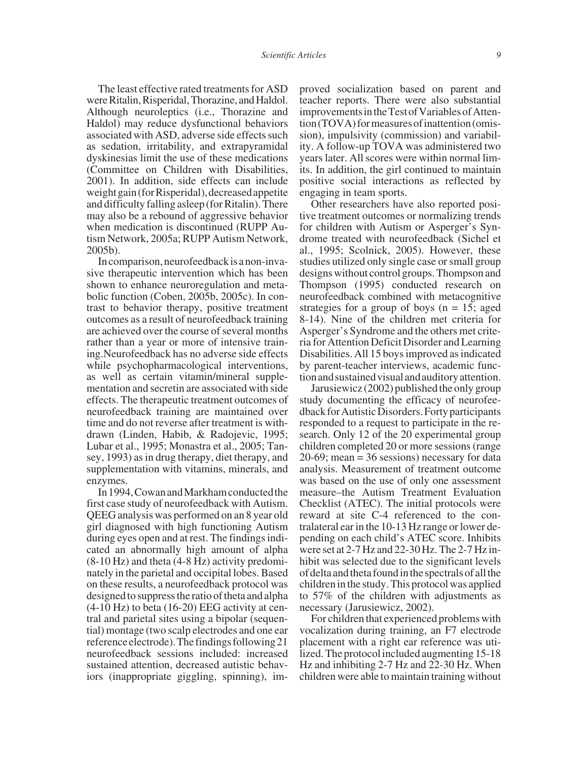The least effective rated treatments for ASD were Ritalin, Risperidal, Thorazine, and Haldol. Although neuroleptics (i.e., Thorazine and Haldol) may reduce dysfunctional behaviors associated with ASD, adverse side effects such as sedation, irritability, and extrapyramidal dyskinesias limit the use of these medications (Committee on Children with Disabilities, 2001). In addition, side effects can include weight gain (for Risperidal), decreased appetite and difficulty falling asleep (for Ritalin). There may also be a rebound of aggressive behavior when medication is discontinued (RUPP Autism Network, 2005a; RUPP Autism Network, 2005b).

In comparison, neurofeedback is a non-invasive therapeutic intervention which has been shown to enhance neuroregulation and metabolic function (Coben, 2005b, 2005c). In contrast to behavior therapy, positive treatment outcomes as a result of neurofeedback training are achieved over the course of several months rather than a year or more of intensive training. Neurofeedback has no adverse side effects while psychopharmacological interventions, as well as certain vitamin/mineral supplementation and secretin are associated with side effects. The therapeutic treatment outcomes of neurofeedback training are maintained over time and do not reverse after treatment is withdrawn (Linden, Habib, & Radojevic, 1995; Lubar et al., 1995; Monastra et al., 2005; Tansey, 1993) as in drug therapy, diet therapy, and supplementation with vitamins, minerals, and enzymes.

In 1994, Cowan and Markham conducted the first case study of neurofeedback with Autism. QEEG analysis was performed on an 8 year old girl diagnosed with high functioning Autism during eyes open and at rest. The findings indicated an abnormally high amount of alpha (8-10 Hz) and theta (4-8 Hz) activity predominately in the parietal and occipital lobes. Based on these results, a neurofeedback protocol was designed to suppress the ratio of theta and alpha (4-10 Hz) to beta (16-20) EEG activity at central and parietal sites using a bipolar (sequential) montage (two scalp electrodes and one ear reference electrode). The findings following 21 neurofeedback sessions included: increased sustained attention, decreased autistic behaviors (inappropriate giggling, spinning), improved socialization based on parent and teacher reports. There were also substantial improvements in the Test of Variables of Attention (TOVA) for measures of inattention (omission), impulsivity (commission) and variability. A follow-up TOVA was administered two years later. All scores were within normal limits. In addition, the girl continued to maintain positive social interactions as reflected by engaging in team sports.

Other researchers have also reported positive treatment outcomes or normalizing trends for children with Autism or Asperger's Syndrome treated with neurofeedback (Sichel et al., 1995; Scolnick, 2005). However, these studies utilized only single case or small group designs without control groups. Thompson and Thompson (1995) conducted research on neurofeedback combined with metacognitive strategies for a group of boys (n = 15; aged 8-14). Nine of the children met criteria for Asperger's Syndrome and the others met criteria for Attention Deficit Disorder and Learning Disabilities. All 15 boys improved as indicated by parent-teacher interviews, academic function and sustained visual and auditory attention.

Jarusiewicz (2002) published the only group study documenting the efficacy of neurofeedback for Autistic Disorders. Forty participants responded to a request to participate in the research. Only 12 of the 20 experimental group children completed 20 or more sessions (range 20-69; mean = 36 sessions) necessary for data analysis. Measurement of treatment outcome was based on the use of only one assessment measure–the Autism Treatment Evaluation Checklist (ATEC). The initial protocols were reward at site C-4 referenced to the contralateral ear in the 10-13 Hz range or lower depending on each child's ATEC score. Inhibits were set at 2-7 Hz and 22-30 Hz. The 2-7 Hz inhibit was selected due to the significant levels of delta and theta found in the spectrals of all the children in the study. This protocol was applied to 57% of the children with adjustments as necessary (Jarusiewicz, 2002).

For children that experienced problems with vocalization during training, an F7 electrode placement with a right ear reference was utilized. The protocol included augmenting 15-18 Hz and inhibiting 2-7 Hz and 22-30 Hz. When children were able to maintain training without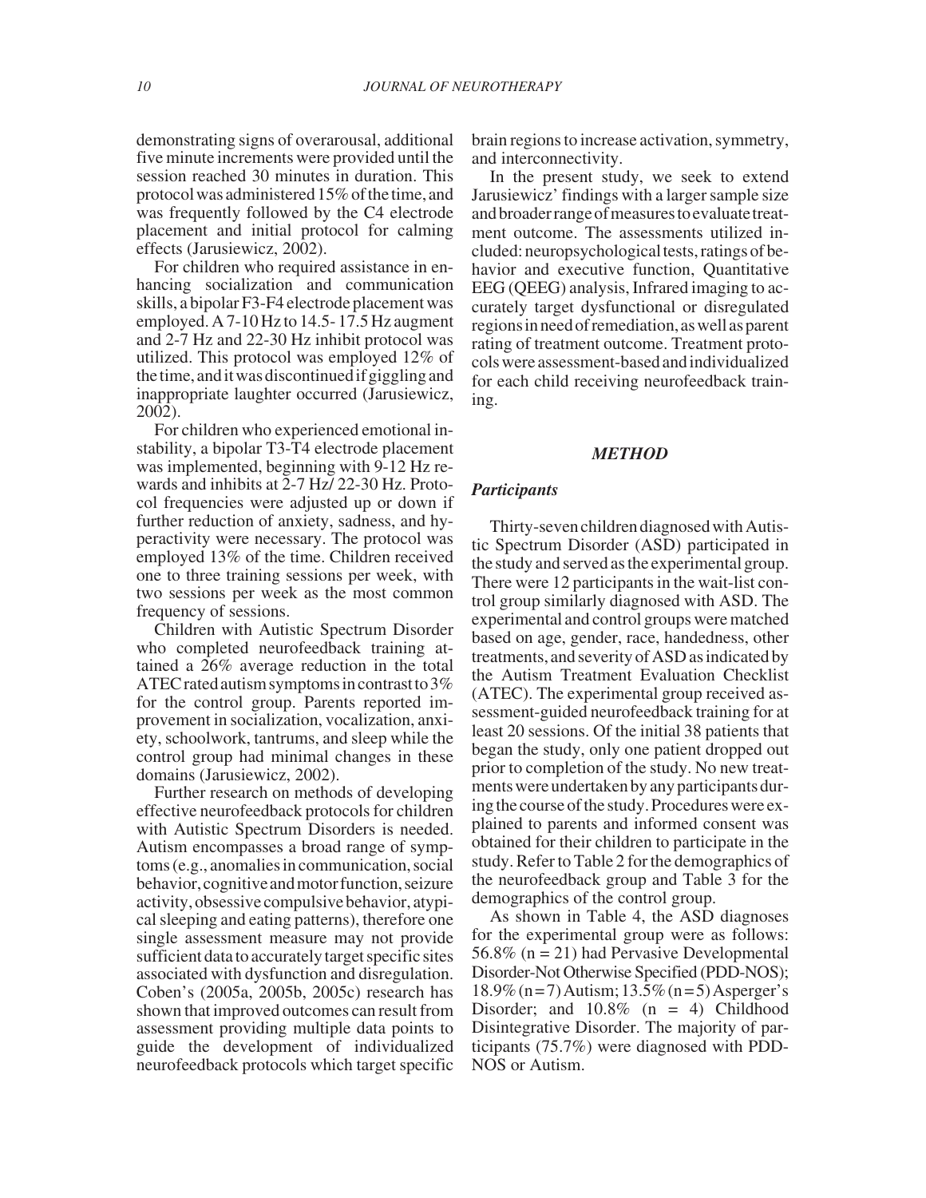demonstrating signs of overarousal, additional five minute increments were provided until the session reached 30 minutes in duration. This protocol was administered 15% of the time, and was frequently followed by the C4 electrode placement and initial protocol for calming effects (Jarusiewicz, 2002).

For children who required assistance in enhancing socialization and communication skills, a bipolar F3-F4 electrode placement was employed. A 7-10 Hz to 14.5- 17.5 Hz augment and 2-7 Hz and 22-30 Hz inhibit protocol was utilized. This protocol was employed 12% of the time, and it was discontinued if giggling and inappropriate laughter occurred (Jarusiewicz, 2002).

For children who experienced emotional instability, a bipolar T3-T4 electrode placement was implemented, beginning with 9-12 Hz rewards and inhibits at 2-7 Hz/ 22-30 Hz. Protocol frequencies were adjusted up or down if further reduction of anxiety, sadness, and hyperactivity were necessary. The protocol was employed 13% of the time. Children received one to three training sessions per week, with two sessions per week as the most common frequency of sessions.

Children with Autistic Spectrum Disorder who completed neurofeedback training attained a 26% average reduction in the total ATEC rated autism symptoms in contrast to 3% for the control group. Parents reported improvement in socialization, vocalization, anxiety, schoolwork, tantrums, and sleep while the control group had minimal changes in these domains (Jarusiewicz, 2002).

Further research on methods of developing effective neurofeedback protocols for children with Autistic Spectrum Disorders is needed. Autism encompasses a broad range of symptoms (e.g., anomalies in communication, social behavior, cognitive and motor function, seizure activity, obsessive compulsive behavior, atypical sleeping and eating patterns), therefore one single assessment measure may not provide sufficient data to accurately target specific sites associated with dysfunction and disregulation. Coben's (2005a, 2005b, 2005c) research has shown that improved outcomes can result from assessment providing multiple data points to guide the development of individualized neurofeedback protocols which target specific brain regions to increase activation, symmetry, and interconnectivity.

In the present study, we seek to extend Jarusiewicz' findings with a larger sample size and broader range of measures to evaluate treatment outcome. The assessments utilized included: neuropsychological tests, ratings of behavior and executive function, Quantitative EEG (QEEG) analysis, Infrared imaging to accurately target dysfunctional or disregulated regions in need of remediation, as well as parent rating of treatment outcome. Treatment protocols were assessment-based and individualized for each child receiving neurofeedback training.

## *METHOD*

### *Participants*

Thirty-seven children diagnosed with Autistic Spectrum Disorder (ASD) participated in the study and served as the experimental group. There were 12 participants in the wait-list control group similarly diagnosed with ASD. The experimental and control groups were matched based on age, gender, race, handedness, other treatments, and severity of ASD as indicated by the Autism Treatment Evaluation Checklist (ATEC). The experimental group received assessment-guided neurofeedback training for at least 20 sessions. Of the initial 38 patients that began the study, only one patient dropped out prior to completion of the study. No new treatments were undertaken by any participants during the course of the study. Procedures were explained to parents and informed consent was obtained for their children to participate in the study. Refer to Table 2 for the demographics of the neurofeedback group and Table 3 for the demographics of the control group.

As shown in Table 4, the ASD diagnoses for the experimental group were as follows: 56.8% (n = 21) had Pervasive Developmental Disorder-Not Otherwise Specified (PDD-NOS); 18.9% (n = 7) Autism; 13.5% (n = 5) Asperger's Disorder; and 10.8% (n = 4) Childhood Disintegrative Disorder. The majority of participants (75.7%) were diagnosed with PDD-NOS or Autism.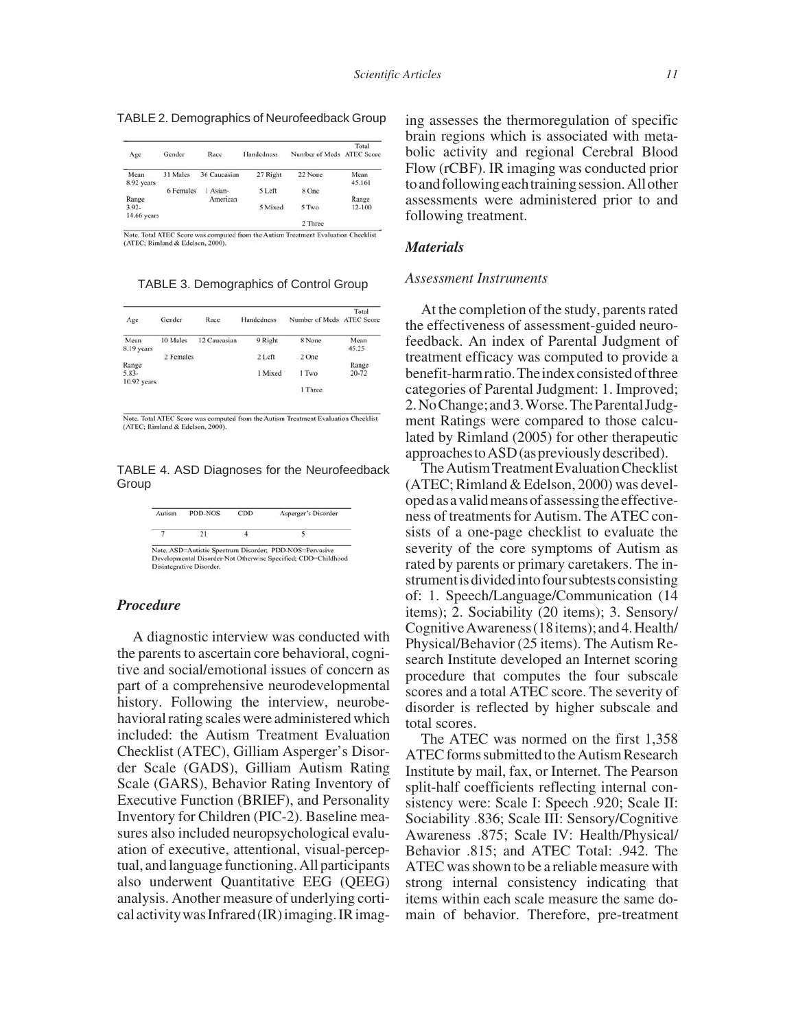TABLE 2. Demographics of Neurofeedback Group

| Age | Gender | Race | Handedness | Number of Meds | Total ATEC Score |
|---|---|---|---|---|---|
| Mean 8.92 years | 31 Males | 36 Caucasian | 27 Right | 22 None | Mean 45.161 |
| | 6 Females | 1 Asian-American | 5 Left | 8 One | |
| Range 3.92-14.66 years | | | 5 Mixed | 5 Two | Range 12-100 |
| | | | | 2 Three | |

Note. Total ATEC Score was computed from the Autism Treatment Evaluation Checklist (ATEC; Rimland & Edelson, 2000).

TABLE 3. Demographics of Control Group

| Age | Gender | Race | Handedness | Number of Meds | Total ATEC Score |
|---|---|---|---|---|---|
| Mean 8.19 years | 10 Males | 12 Caucasian | 9 Right | 8 None | Mean 45.25 |
| | 2 Females | | 2 Left | 2 One | |
| Range 5.83-10.92 years | | | 1 Mixed | 1 Two | Range 20-72 |
| | | | | 1 Three | |

Note. Total ATEC Score was computed from the Autism Treatment Evaluation Checklist (ATEC; Rimland & Edelson, 2000).

TABLE 4. ASD Diagnoses for the Neurofeedback Group

| Autism | PDD-NOS | CDD | Asperger's Disorder |
|---|---|---|---|
| 7 | 21 | 4 | 5 |

Note. ASD=Autistic Spectrum Disorder; PDD-NOS=Pervasive Developmental Disorder-Not Otherwise Specified; CDD=Childhood Disintegrative Disorder.

### *Procedure*

A diagnostic interview was conducted with the parents to ascertain core behavioral, cognitive and social/emotional issues of concern as part of a comprehensive neurodevelopmental history. Following the interview, neurobehavioral rating scales were administered which included: the Autism Treatment Evaluation Checklist (ATEC), Gilliam Asperger's Disorder Scale (GADS), Gilliam Autism Rating Scale (GARS), Behavior Rating Inventory of Executive Function (BRIEF), and Personality Inventory for Children (PIC-2). Baseline measures also included neuropsychological evaluation of executive, attentional, visual-perceptual, and language functioning. All participants also underwent Quantitative EEG (QEEG) analysis. Another measure of underlying cortical activity was Infrared (IR) imaging. IR imaging assesses the thermoregulation of specific brain regions which is associated with metabolic activity and regional Cerebral Blood Flow (rCBF). IR imaging was conducted prior to and following each training session. All other assessments were administered prior to and following treatment.

### *Materials*

#### *Assessment Instruments*

At the completion of the study, parents rated the effectiveness of assessment-guided neurofeedback. An index of Parental Judgment of treatment efficacy was computed to provide a benefit-harm ratio. The index consisted of three categories of Parental Judgment: 1. Improved; 2. No Change; and 3. Worse. The Parental Judgment Ratings were compared to those calculated by Rimland (2005) for other therapeutic approaches to ASD (as previously described).

The Autism Treatment Evaluation Checklist (ATEC; Rimland & Edelson, 2000) was developed as a valid means of assessing the effectiveness of treatments for Autism. The ATEC consists of a one-page checklist to evaluate the severity of the core symptoms of Autism as rated by parents or primary caretakers. The instrument is divided into four subtests consisting of: 1. Speech/Language/Communication (14 items); 2. Sociability (20 items); 3. Sensory/Cognitive Awareness (18 items); and 4. Health/Physical/Behavior (25 items). The Autism Research Institute developed an Internet scoring procedure that computes the four subscale scores and a total ATEC score. The severity of disorder is reflected by higher subscale and total scores.

The ATEC was normed on the first 1,358 ATEC forms submitted to the Autism Research Institute by mail, fax, or Internet. The Pearson split-half coefficients reflecting internal consistency were: Scale I: Speech .920; Scale II: Sociability .836; Scale III: Sensory/Cognitive Awareness .875; Scale IV: Health/Physical/Behavior .815; and ATEC Total: .942. The ATEC was shown to be a reliable measure with strong internal consistency indicating that items within each scale measure the same domain of behavior. Therefore, pre-treatment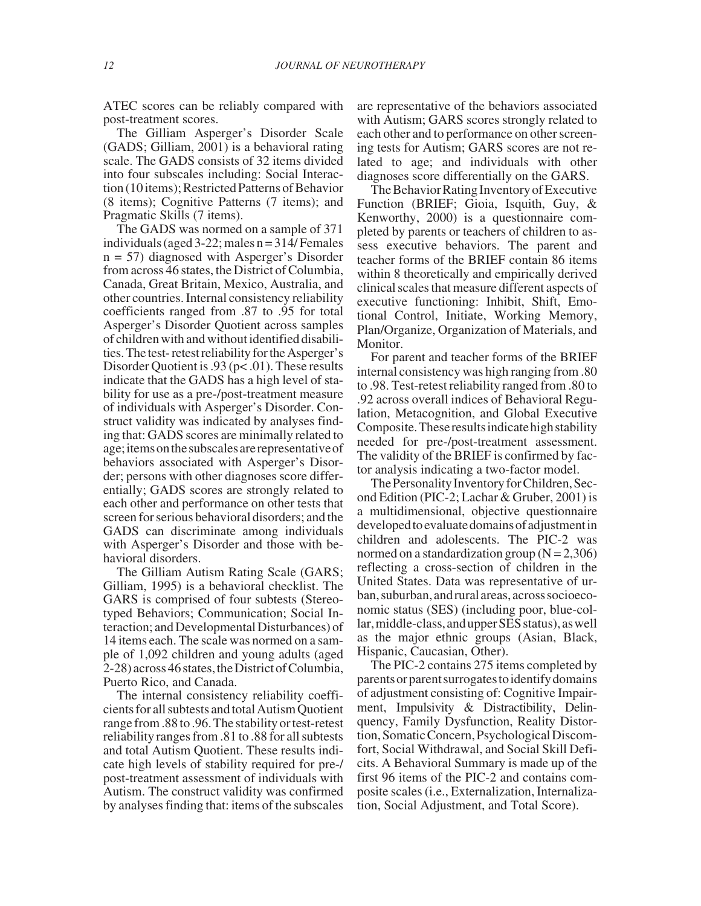ATEC scores can be reliably compared with post-treatment scores.

The Gilliam Asperger's Disorder Scale (GADS; Gilliam, 2001) is a behavioral rating scale. The GADS consists of 32 items divided into four subscales including: Social Interaction (10 items); Restricted Patterns of Behavior (8 items); Cognitive Patterns (7 items); and Pragmatic Skills (7 items).

The GADS was normed on a sample of 371 individuals (aged 3-22; males n = 314/ Females n = 57) diagnosed with Asperger's Disorder from across 46 states, the District of Columbia, Canada, Great Britain, Mexico, Australia, and other countries. Internal consistency reliability coefficients ranged from .87 to .95 for total Asperger's Disorder Quotient across samples of children with and without identified disabilities. The test- retest reliability for the Asperger's Disorder Quotient is .93 ($p < .01$). These results indicate that the GADS has a high level of stability for use as a pre-/post-treatment measure of individuals with Asperger's Disorder. Construct validity was indicated by analyses finding that: GADS scores are minimally related to age; items on the subscales are representative of behaviors associated with Asperger's Disorder; persons with other diagnoses score differentially; GADS scores are strongly related to each other and performance on other tests that screen for serious behavioral disorders; and the GADS can discriminate among individuals with Asperger's Disorder and those with behavioral disorders.

The Gilliam Autism Rating Scale (GARS; Gilliam, 1995) is a behavioral checklist. The GARS is comprised of four subtests (Stereotyped Behaviors; Communication; Social Interaction; and Developmental Disturbances) of 14 items each. The scale was normed on a sample of 1,092 children and young adults (aged 2-28) across 46 states, the District of Columbia, Puerto Rico, and Canada.

The internal consistency reliability coefficients for all subtests and total Autism Quotient range from .88 to .96. The stability or test-retest reliability ranges from .81 to .88 for all subtests and total Autism Quotient. These results indicate high levels of stability required for pre-/post-treatment assessment of individuals with Autism. The construct validity was confirmed by analyses finding that: items of the subscales are representative of the behaviors associated with Autism; GARS scores strongly related to each other and to performance on other screening tests for Autism; GARS scores are not related to age; and individuals with other diagnoses score differentially on the GARS.

The Behavior Rating Inventory of Executive Function (BRIEF; Gioia, Isquith, Guy, & Kenworthy, 2000) is a questionnaire completed by parents or teachers of children to assess executive behaviors. The parent and teacher forms of the BRIEF contain 86 items within 8 theoretically and empirically derived clinical scales that measure different aspects of executive functioning: Inhibit, Shift, Emotional Control, Initiate, Working Memory, Plan/Organize, Organization of Materials, and Monitor.

For parent and teacher forms of the BRIEF internal consistency was high ranging from .80 to .98. Test-retest reliability ranged from .80 to .92 across overall indices of Behavioral Regulation, Metacognition, and Global Executive Composite. These results indicate high stability needed for pre-/post-treatment assessment. The validity of the BRIEF is confirmed by factor analysis indicating a two-factor model.

The Personality Inventory for Children, Second Edition (PIC-2; Lachar & Gruber, 2001) is a multidimensional, objective questionnaire developed to evaluate domains of adjustment in children and adolescents. The PIC-2 was normed on a standardization group (N = 2,306) reflecting a cross-section of children in the United States. Data was representative of urban, suburban, and rural areas, across socioeconomic status (SES) (including poor, blue-collar, middle-class, and upper SES status), as well as the major ethnic groups (Asian, Black, Hispanic, Caucasian, Other).

The PIC-2 contains 275 items completed by parents or parent surrogates to identify domains of adjustment consisting of: Cognitive Impairment, Impulsivity & Distractibility, Delinquency, Family Dysfunction, Reality Distortion, Somatic Concern, Psychological Discomfort, Social Withdrawal, and Social Skill Deficits. A Behavioral Summary is made up of the first 96 items of the PIC-2 and contains composite scales (i.e., Externalization, Internalization, Social Adjustment, and Total Score).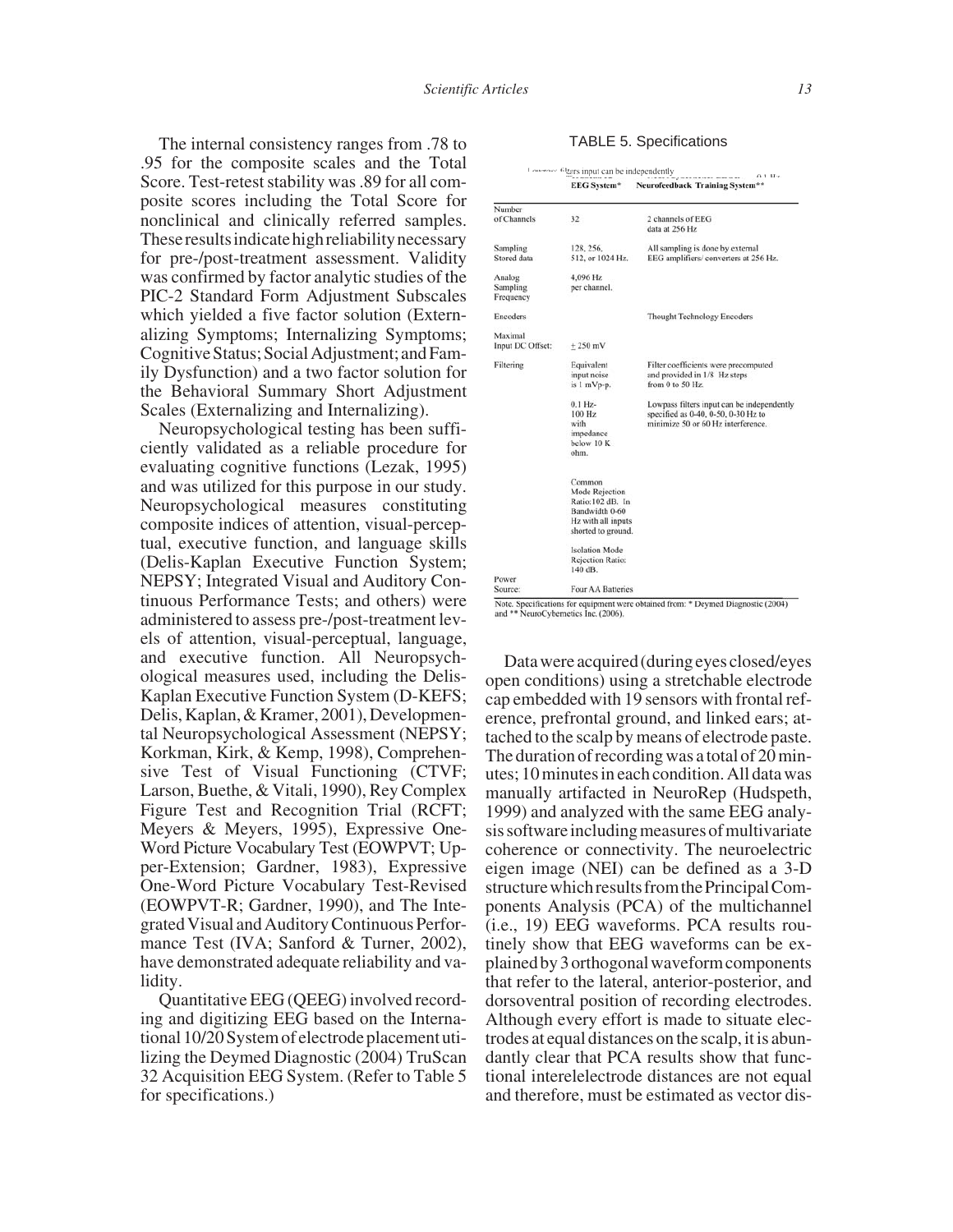The internal consistency ranges from .78 to .95 for the composite scales and the Total Score. Test-retest stability was .89 for all composite scores including the Total Score for nonclinical and clinically referred samples. These results indicate high reliability necessary for pre-/post-treatment assessment. Validity was confirmed by factor analytic studies of the PIC-2 Standard Form Adjustment Subscales which yielded a five factor solution (Externalizing Symptoms; Internalizing Symptoms; Cognitive Status; Social Adjustment; and Family Dysfunction) and a two factor solution for the Behavioral Summary Short Adjustment Scales (Externalizing and Internalizing).

Neuropsychological testing has been sufficiently validated as a reliable procedure for evaluating cognitive functions (Lezak, 1995) and was utilized for this purpose in our study. Neuropsychological measures constituting composite indices of attention, visual-perceptual, executive function, and language skills (Delis-Kaplan Executive Function System; NEPSY; Integrated Visual and Auditory Continuous Performance Tests; and others) were administered to assess pre-/post-treatment levels of attention, visual-perceptual, language, and executive function. All Neuropsychological measures used, including the Delis-Kaplan Executive Function System (D-KEFS; Delis, Kaplan, & Kramer, 2001), Developmental Neuropsychological Assessment (NEPSY; Korkman, Kirk, & Kemp, 1998), Comprehensive Test of Visual Functioning (CTVF; Larson, Buethe, & Vitali, 1990), Rey Complex Figure Test and Recognition Trial (RCFT; Meyers & Meyers, 1995), Expressive One-Word Picture Vocabulary Test (EOWPVT; Upper-Extension; Gardner, 1983), Expressive One-Word Picture Vocabulary Test-Revised (EOWPVT-R; Gardner, 1990), and The Integrated Visual and Auditory Continuous Performance Test (IVA; Sanford & Turner, 2002), have demonstrated adequate reliability and validity.

Quantitative EEG (QEEG) involved recording and digitizing EEG based on the International 10/20 System of electrode placement utilizing the Deymed Diagnostic (2004) TruScan 32 Acquisition EEG System. (Refer to Table 5 for specifications.)

TABLE 5. Specifications

| | EEG System* | Neurofeedback Training System** |
|---|---|---|
| Number of Channels | 32 | 2 channels of EEG data at 256 Hz |
| Sampling Stored data | 128, 256, 512, or 1024 Hz. | All sampling is done by external EEG amplifiers/ converters at 256 Hz. |
| Analog Sampling Frequency | 4,096 Hz per channel. | |
| Encoders | | Thought Technology Encoders |
| Maximal Input DC Offset: | ± 250 mV | |
| Filtering | Equivalent input noise is 1 mVp-p. | Filter coefficients were precomputed and provided in 1/8 Hz steps from 0 to 50 Hz. |
| | 0.1 Hz-100 Hz with impedance below 10 K ohm. | Lowpass filters input can be independently specified as 0-40, 0-50, 0-30 Hz to minimize 50 or 60 Hz interference. |
| | Common Mode Rejection Ratio: 102 dB. In Bandwidth 0-60 Hz with all inputs shorted to ground. | |
| | Isolation Mode Rejection Ratio: 140 dB. | |
| Power Source: | Four AA Batteries | |

Note. Specifications for equipment were obtained from: * Deymed Diagnostic (2004) and ** NeuroCybernetics Inc. (2006).

Data were acquired (during eyes closed/eyes open conditions) using a stretchable electrode cap embedded with 19 sensors with frontal reference, prefrontal ground, and linked ears; attached to the scalp by means of electrode paste. The duration of recording was a total of 20 minutes; 10 minutes in each condition. All data was manually artifacted in NeuroRep (Hudspeth, 1999) and analyzed with the same EEG analysis software including measures of multivariate coherence or connectivity. The neuroelectric eigen image (NEI) can be defined as a 3-D structure which results from the Principal Components Analysis (PCA) of the multichannel (i.e., 19) EEG waveforms. PCA results routinely show that EEG waveforms can be explained by 3 orthogonal waveform components that refer to the lateral, anterior-posterior, and dorsoventral position of recording electrodes. Although every effort is made to situate electrodes at equal distances on the scalp, it is abundantly clear that PCA results show that functional interelelectrode distances are not equal and therefore, must be estimated as vector dis-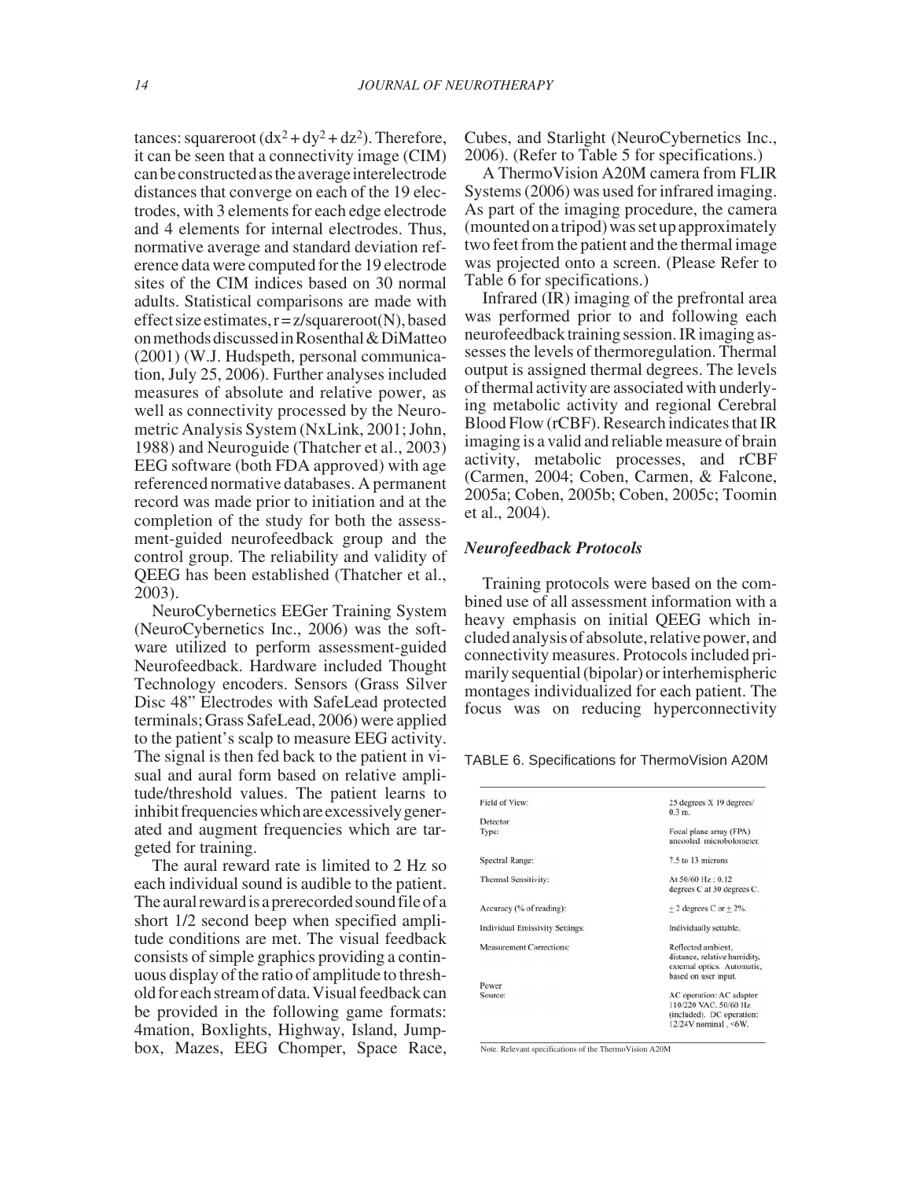tances: squareroot ($dx^2 + dy^2 + dz^2$). Therefore, it can be seen that a connectivity image (CIM) can be constructed as the average interelectrode distances that converge on each of the 19 electrodes, with 3 elements for each edge electrode and 4 elements for internal electrodes. Thus, normative average and standard deviation reference data were computed for the 19 electrode sites of the CIM indices based on 30 normal adults. Statistical comparisons are made with effect size estimates, $r = z/\text{squareroot}(N)$, based on methods discussed in Rosenthal & DiMatteo (2001) (W.J. Hudspeth, personal communication, July 25, 2006). Further analyses included measures of absolute and relative power, as well as connectivity processed by the Neurometric Analysis System (NxLink, 2001; John, 1988) and Neuroguide (Thatcher et al., 2003) EEG software (both FDA approved) with age referenced normative databases. A permanent record was made prior to initiation and at the completion of the study for both the assessment-guided neurofeedback group and the control group. The reliability and validity of QEEG has been established (Thatcher et al., 2003).

NeuroCybernetics EEGer Training System (NeuroCybernetics Inc., 2006) was the software utilized to perform assessment-guided Neurofeedback. Hardware included Thought Technology encoders. Sensors (Grass Silver Disc 48" Electrodes with SafeLead protected terminals; Grass SafeLead, 2006) were applied to the patient's scalp to measure EEG activity. The signal is then fed back to the patient in visual and aural form based on relative amplitude/threshold values. The patient learns to inhibit frequencies which are excessively generated and augment frequencies which are targeted for training.

The aural reward rate is limited to 2 Hz so each individual sound is audible to the patient. The aural reward is a prerecorded sound file of a short 1/2 second beep when specified amplitude conditions are met. The visual feedback consists of simple graphics providing a continuous display of the ratio of amplitude to threshold for each stream of data. Visual feedback can be provided in the following game formats: 4mation, Boxlights, Highway, Island, Jumpbox, Mazes, EEG Chomper, Space Race, Cubes, and Starlight (NeuroCybernetics Inc., 2006). (Refer to Table 5 for specifications.)

A ThermoVision A20M camera from FLIR Systems (2006) was used for infrared imaging. As part of the imaging procedure, the camera (mounted on a tripod) was set up approximately two feet from the patient and the thermal image was projected onto a screen. (Please Refer to Table 6 for specifications.)

Infrared (IR) imaging of the prefrontal area was performed prior to and following each neurofeedback training session. IR imaging assesses the levels of thermoregulation. Thermal output is assigned thermal degrees. The levels of thermal activity are associated with underlying metabolic activity and regional Cerebral Blood Flow (rCBF). Research indicates that IR imaging is a valid and reliable measure of brain activity, metabolic processes, and rCBF (Carmen, 2004; Coben, Carmen, & Falcone, 2005a; Coben, 2005b; Coben, 2005c; Toomin et al., 2004).

### *Neurofeedback Protocols*

Training protocols were based on the combined use of all assessment information with a heavy emphasis on initial QEEG which included analysis of absolute, relative power, and connectivity measures. Protocols included primarily sequential (bipolar) or interhemispheric montages individualized for each patient. The focus was on reducing hyperconnectivity

TABLE 6. Specifications for ThermoVision A20M

| | |
|---|---|
| Field of View: | 25 degrees X 19 degrees/ 0.3 m. |
| Detector Type: | Focal plane array (FPA) uncooled microbolometer. |
| Spectral Range: | 7.5 to 13 microns |
| Thermal Sensitivity: | At 50/60 Hz : 0.12 degrees C at 30 degrees C. |
| Accuracy (% of reading): | ± 2 degrees C or ± 2%. |
| Individual Emissivity Settings: | Individually settable. |
| Measurement Corrections: | Reflected ambient, distance, relative humidity, external optics. Automatic, based on user input. |
| Power Source: | AC operation: AC adapter 110/220 VAC, 50/60 Hz (included). DC operation: 12/24V nominal , <6W. |

Note. Relevant specifications of the ThermoVision A20M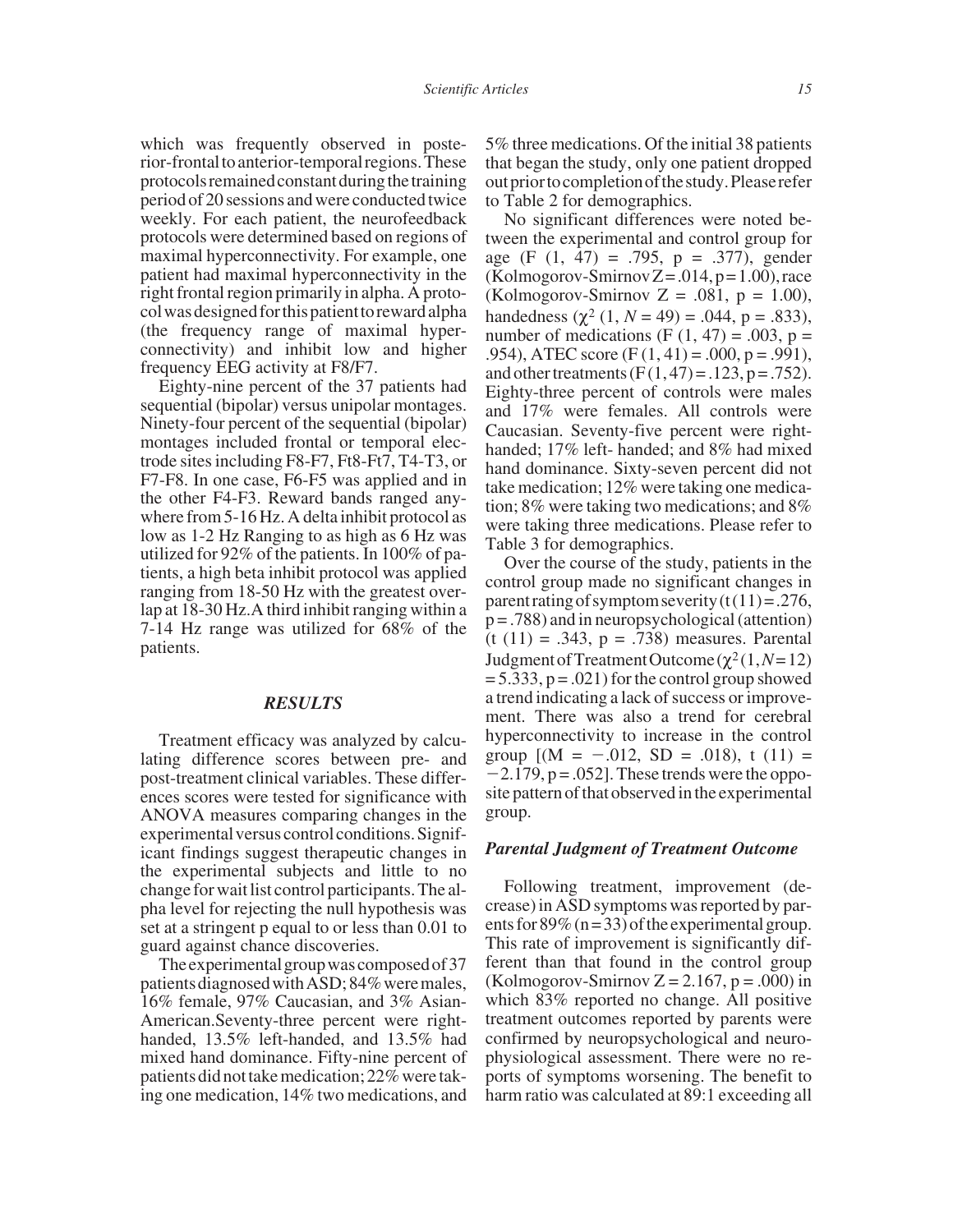which was frequently observed in posterior-frontal to anterior-temporal regions. These protocols remained constant during the training period of 20 sessions and were conducted twice weekly. For each patient, the neurofeedback protocols were determined based on regions of maximal hyperconnectivity. For example, one patient had maximal hyperconnectivity in the right frontal region primarily in alpha. A protocol was designed for this patient to reward alpha (the frequency range of maximal hyperconnectivity) and inhibit low and higher frequency EEG activity at F8/F7.

Eighty-nine percent of the 37 patients had sequential (bipolar) versus unipolar montages. Ninety-four percent of the sequential (bipolar) montages included frontal or temporal electrode sites including F8-F7, Ft8-Ft7, T4-T3, or F7-F8. In one case, F6-F5 was applied and in the other F4-F3. Reward bands ranged anywhere from 5-16 Hz. A delta inhibit protocol as low as 1-2 Hz Ranging to as high as 6 Hz was utilized for 92% of the patients. In 100% of patients, a high beta inhibit protocol was applied ranging from 18-50 Hz with the greatest overlap at 18-30 Hz. A third inhibit ranging within a 7-14 Hz range was utilized for 68% of the patients.

## RESULTS

Treatment efficacy was analyzed by calculating difference scores between pre- and post-treatment clinical variables. These differences scores were tested for significance with ANOVA measures comparing changes in the experimental versus control conditions. Significant findings suggest therapeutic changes in the experimental subjects and little to no change for wait list control participants. The alpha level for rejecting the null hypothesis was set at a stringent p equal to or less than 0.01 to guard against chance discoveries.

The experimental group was composed of 37 patients diagnosed with ASD; 84% were males, 16% female, 97% Caucasian, and 3% Asian-American. Seventy-three percent were right-handed, 13.5% left-handed, and 13.5% had mixed hand dominance. Fifty-nine percent of patients did not take medication; 22% were taking one medication, 14% two medications, and 5% three medications. Of the initial 38 patients that began the study, only one patient dropped out prior to completion of the study. Please refer to Table 2 for demographics.

No significant differences were noted between the experimental and control group for age ($F$ (1, 47) = .795, p = .377), gender (Kolmogorov-Smirnov Z = .014, p = 1.00), race (Kolmogorov-Smirnov Z = .081, p = 1.00), handedness ($\chi^2$ (1, $N$ = 49) = .044, p = .833), number of medications ($F$ (1, 47) = .003, p = .954), ATEC score ($F$ (1, 41) = .000, p = .991), and other treatments ($F$ (1, 47) = .123, p = .752). Eighty-three percent of controls were males and 17% were females. All controls were Caucasian. Seventy-five percent were right-handed; 17% left- handed; and 8% had mixed hand dominance. Sixty-seven percent did not take medication; 12% were taking one medication; 8% were taking two medications; and 8% were taking three medications. Please refer to Table 3 for demographics.

Over the course of the study, patients in the control group made no significant changes in parent rating of symptom severity (t (11) = .276, p = .788) and in neuropsychological (attention) (t (11) = .343, p = .738) measures. Parental Judgment of Treatment Outcome ($\chi^2$ (1, $N$ = 12) = 5.333, p = .021) for the control group showed a trend indicating a lack of success or improvement. There was also a trend for cerebral hyperconnectivity to increase in the control group [(M = −.012, SD = .018), t (11) = −2.179, p = .052]. These trends were the opposite pattern of that observed in the experimental group.

### *Parental Judgment of Treatment Outcome*

Following treatment, improvement (decrease) in ASD symptoms was reported by parents for 89% (n = 33) of the experimental group. This rate of improvement is significantly different than that found in the control group (Kolmogorov-Smirnov Z = 2.167, p = .000) in which 83% reported no change. All positive treatment outcomes reported by parents were confirmed by neuropsychological and neurophysiological assessment. There were no reports of symptoms worsening. The benefit to harm ratio was calculated at 89:1 exceeding all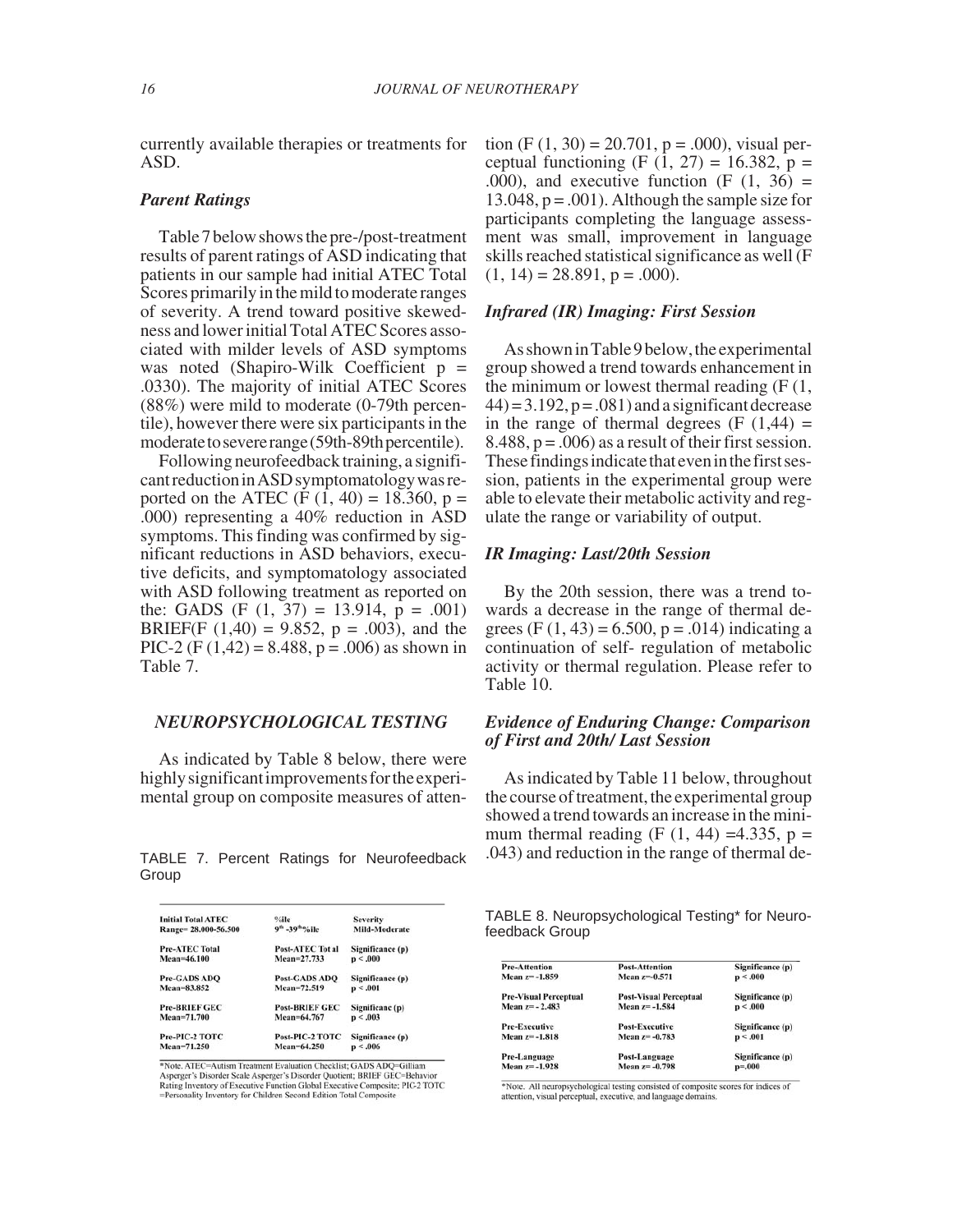currently available therapies or treatments for ASD.

### *Parent Ratings*

Table 7 below shows the pre-/post-treatment results of parent ratings of ASD indicating that patients in our sample had initial ATEC Total Scores primarily in the mild to moderate ranges of severity. A trend toward positive skewedness and lower initial Total ATEC Scores associated with milder levels of ASD symptoms was noted (Shapiro-Wilk Coefficient $p = .0330$). The majority of initial ATEC Scores (88%) were mild to moderate (0-79th percentile), however there were six participants in the moderate to severe range (59th-89th percentile).

Following neurofeedback training, a significant reduction in ASD symptomatology was reported on the ATEC ($F(1, 40) = 18.360$, $p = .000$) representing a 40% reduction in ASD symptoms. This finding was confirmed by significant reductions in ASD behaviors, executive deficits, and symptomatology associated with ASD following treatment as reported on the: GADS ($F(1, 37) = 13.914$, $p = .001$) BRIEF($F(1,40) = 9.852$, $p = .003$), and the PIC-2 ($F(1,42) = 8.488$, $p = .006$) as shown in Table 7.

## *NEUROPSYCHOLOGICAL TESTING*

As indicated by Table 8 below, there were highly significant improvements for the experimental group on composite measures of attention ($F(1, 30) = 20.701$, $p = .000$), visual perceptual functioning ($F(1, 27) = 16.382$, $p = .000$), and executive function ($F(1, 36) = 13.048$, $p = .001$). Although the sample size for participants completing the language assessment was small, improvement in language skills reached statistical significance as well ($F(1, 14) = 28.891$, $p = .000$).

### *Infrared (IR) Imaging: First Session*

As shown in Table 9 below, the experimental group showed a trend towards enhancement in the minimum or lowest thermal reading ($F(1, 44) = 3.192$, $p = .081$) and a significant decrease in the range of thermal degrees ($F(1,44) = 8.488$, $p = .006$) as a result of their first session. These findings indicate that even in the first session, patients in the experimental group were able to elevate their metabolic activity and regulate the range or variability of output.

### *IR Imaging: Last/20th Session*

By the 20th session, there was a trend towards a decrease in the range of thermal degrees ($F(1, 43) = 6.500$, $p = .014$) indicating a continuation of self- regulation of metabolic activity or thermal regulation. Please refer to Table 10.

### *Evidence of Enduring Change: Comparison of First and 20th/ Last Session*

As indicated by Table 11 below, throughout the course of treatment, the experimental group showed a trend towards an increase in the minimum thermal reading ($F(1, 44) = 4.335$, $p = .043$) and reduction in the range of thermal de-

TABLE 7. Percent Ratings for Neurofeedback Group

| Initial Total ATEC<br>Range= 28.000-56.500 | %ile<br>9th -39th%ile | Severity<br>Mild-Moderate |
|---|---|---|
| Pre-ATEC Total<br>Mean=46.100 | Post-ATEC Total<br>Mean=27.733 | Significance (p)<br>p < .000 |
| Pre-GADS ADQ<br>Mean=83.852 | Post-GADS ADQ<br>Mean=72.519 | Significance (p)<br>p < .001 |
| Pre-BRIEF GEC<br>Mean=71.700 | Post-BRIEF GEC<br>Mean=64.767 | Significanc (p)<br>p < .003 |
| Pre-PIC-2 TOTC<br>Mean=71.250 | Post-PIC-2 TOTC<br>Mean=64.250 | Significance (p)<br>p < .006 |

*Note. ATEC=Autism Treatment Evaluation Checklist; GADS ADQ=Gilliam Asperger's Disorder Scale Asperger's Disorder Quotient; BRIEF GEC=Behavior Rating Inventory of Executive Function Global Executive Composite; PIC-2 TOTC =Personality Inventory for Children Second Edition Total Composite

TABLE 8. Neuropsychological Testing* for Neurofeedback Group

| Pre-Attention<br>Mean z= -1.859 | Post-Attention<br>Mean z=-0.571 | Significance (p)<br>p < .000 |
|---|---|---|
| Pre-Visual Perceptual<br>Mean z= - 2.483 | Post-Visual Perceptual<br>Mean z= -1.584 | Significance (p)<br>p < .000 |
| Pre-Executive<br>Mean z= -1.818 | Post-Executive<br>Mean z= -0.783 | Significance (p)<br>p < .001 |
| Pre-Language<br>Mean z= -1.928 | Post-Language<br>Mean z= -0.798 | Significance (p)<br>p=.000 |

*Note. All neuropsychological testing consisted of composite scores for indices of attention, visual perceptual, executive, and language domains.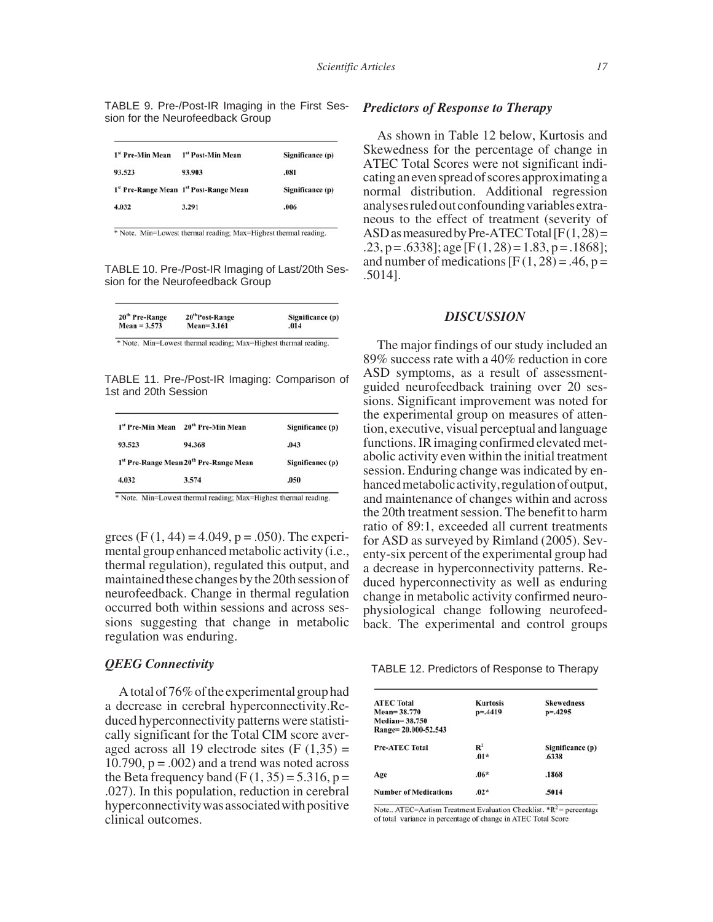TABLE 9. Pre-/Post-IR Imaging in the First Session for the Neurofeedback Group

| 1st Pre-Min Mean | 1st Post-Min Mean | Significance (p) |
|---|---|---|
| 93.523 | 93.903 | .081 |
| 1st Pre-Range Mean | 1st Post-Range Mean | Significance (p) |
| 4.032 | 3.291 | .006 |

* Note. Min=Lowest thermal reading; Max=Highest thermal reading.

TABLE 10. Pre-/Post-IR Imaging of Last/20th Session for the Neurofeedback Group

| 20th Pre-Range Mean = 3.573 | 20th Post-Range Mean= 3.161 | Significance (p) .014 |
|---|---|---|

* Note. Min=Lowest thermal reading; Max=Highest thermal reading.

TABLE 11. Pre-/Post-IR Imaging: Comparison of 1st and 20th Session

| 1st Pre-Min Mean | 20th Pre-Min Mean | Significance (p) |
|---|---|---|
| 93.523 | 94.368 | .043 |
| 1st Pre-Range Mean | 20th Pre-Range Mean | Significance (p) |
| 4.032 | 3.574 | .050 |

* Note. Min=Lowest thermal reading; Max=Highest thermal reading.

grees ($F(1, 44) = 4.049$, $p = .050$). The experimental group enhanced metabolic activity (i.e., thermal regulation), regulated this output, and maintained these changes by the 20th session of neurofeedback. Change in thermal regulation occurred both within sessions and across sessions suggesting that change in metabolic regulation was enduring.

### *QEEG Connectivity*

A total of 76% of the experimental group had a decrease in cerebral hyperconnectivity. Reduced hyperconnectivity patterns were statistically significant for the Total CIM score averaged across all 19 electrode sites ($F(1,35) = 10.790$, $p = .002$) and a trend was noted across the Beta frequency band ($F(1, 35) = 5.316$, $p = .027$). In this population, reduction in cerebral hyperconnectivity was associated with positive clinical outcomes.

### *Predictors of Response to Therapy*

As shown in Table 12 below, Kurtosis and Skewedness for the percentage of change in ATEC Total Scores were not significant indicating an even spread of scores approximating a normal distribution. Additional regression analyses ruled out confounding variables extraneous to the effect of treatment (severity of ASD as measured by Pre-ATEC Total [$F(1, 28) = .23$, $p = .6338$]; age [$F(1, 28) = 1.83$, $p = .1868$]; and number of medications [$F(1, 28) = .46$, $p = .5014$].

## *DISCUSSION*

The major findings of our study included an 89% success rate with a 40% reduction in core ASD symptoms, as a result of assessment-guided neurofeedback training over 20 sessions. Significant improvement was noted for the experimental group on measures of attention, executive, visual perceptual and language functions. IR imaging confirmed elevated metabolic activity even within the initial treatment session. Enduring change was indicated by enhanced metabolic activity, regulation of output, and maintenance of changes within and across the 20th treatment session. The benefit to harm ratio of 89:1, exceeded all current treatments for ASD as surveyed by Rimland (2005). Seventy-six percent of the experimental group had a decrease in hyperconnectivity patterns. Reduced hyperconnectivity as well as enduring change in metabolic activity confirmed neurophysiological change following neurofeedback. The experimental and control groups

TABLE 12. Predictors of Response to Therapy

| ATEC Total Mean= 38.770 Median= 38.750 Range= 20.000-52.543 | Kurtosis p=.4419 | Skewedness p=.4295 |
|---|---|---|
| **Pre-ATEC Total** | $R^2$ .01* | Significance (p) .6338 |
| **Age** | .06* | .1868 |
| **Number of Medications** | .02* | .5014 |

Note.. ATEC=Autism Treatment Evaluation Checklist. *$R^2$ = percentage of total variance in percentage of change in ATEC Total Score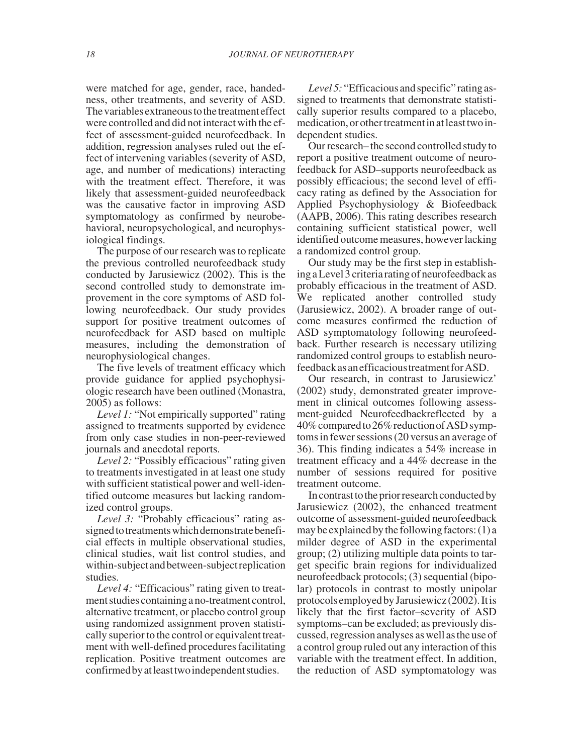were matched for age, gender, race, handedness, other treatments, and severity of ASD. The variables extraneous to the treatment effect were controlled and did not interact with the effect of assessment-guided neurofeedback. In addition, regression analyses ruled out the effect of intervening variables (severity of ASD, age, and number of medications) interacting with the treatment effect. Therefore, it was likely that assessment-guided neurofeedback was the causative factor in improving ASD symptomatology as confirmed by neurobehavioral, neuropsychological, and neurophysiological findings.

The purpose of our research was to replicate the previous controlled neurofeedback study conducted by Jarusiewicz (2002). This is the second controlled study to demonstrate improvement in the core symptoms of ASD following neurofeedback. Our study provides support for positive treatment outcomes of neurofeedback for ASD based on multiple measures, including the demonstration of neurophysiological changes.

The five levels of treatment efficacy which provide guidance for applied psychophysiologic research have been outlined (Monastra, 2005) as follows:

*Level 1:* "Not empirically supported" rating assigned to treatments supported by evidence from only case studies in non-peer-reviewed journals and anecdotal reports.

*Level 2:* "Possibly efficacious" rating given to treatments investigated in at least one study with sufficient statistical power and well-identified outcome measures but lacking randomized control groups.

*Level 3:* "Probably efficacious" rating assigned to treatments which demonstrate beneficial effects in multiple observational studies, clinical studies, wait list control studies, and within-subject and between-subject replication studies.

*Level 4:* "Efficacious" rating given to treatment studies containing a no-treatment control, alternative treatment, or placebo control group using randomized assignment proven statistically superior to the control or equivalent treatment with well-defined procedures facilitating replication. Positive treatment outcomes are confirmed by at least two independent studies.

*Level 5:* "Efficacious and specific" rating assigned to treatments that demonstrate statistically superior results compared to a placebo, medication, or other treatment in at least two independent studies.

Our research– the second controlled study to report a positive treatment outcome of neurofeedback for ASD–supports neurofeedback as possibly efficacious; the second level of efficacy rating as defined by the Association for Applied Psychophysiology & Biofeedback (AAPB, 2006). This rating describes research containing sufficient statistical power, well identified outcome measures, however lacking a randomized control group.

Our study may be the first step in establishing a Level 3 criteria rating of neurofeedback as probably efficacious in the treatment of ASD. We replicated another controlled study (Jarusiewicz, 2002). A broader range of outcome measures confirmed the reduction of ASD symptomatology following neurofeedback. Further research is necessary utilizing randomized control groups to establish neurofeedback as an efficacious treatment for ASD.

Our research, in contrast to Jarusiewicz' (2002) study, demonstrated greater improvement in clinical outcomes following assessment-guided Neurofeedbackreflected by a 40% compared to 26% reduction of ASD symptoms in fewer sessions (20 versus an average of 36). This finding indicates a 54% increase in treatment efficacy and a 44% decrease in the number of sessions required for positive treatment outcome.

In contrast to the prior research conducted by Jarusiewicz (2002), the enhanced treatment outcome of assessment-guided neurofeedback may be explained by the following factors: (1) a milder degree of ASD in the experimental group; (2) utilizing multiple data points to target specific brain regions for individualized neurofeedback protocols; (3) sequential (bipolar) protocols in contrast to mostly unipolar protocols employed by Jarusiewicz (2002). It is likely that the first factor–severity of ASD symptoms–can be excluded; as previously discussed, regression analyses as well as the use of a control group ruled out any interaction of this variable with the treatment effect. In addition, the reduction of ASD symptomatology was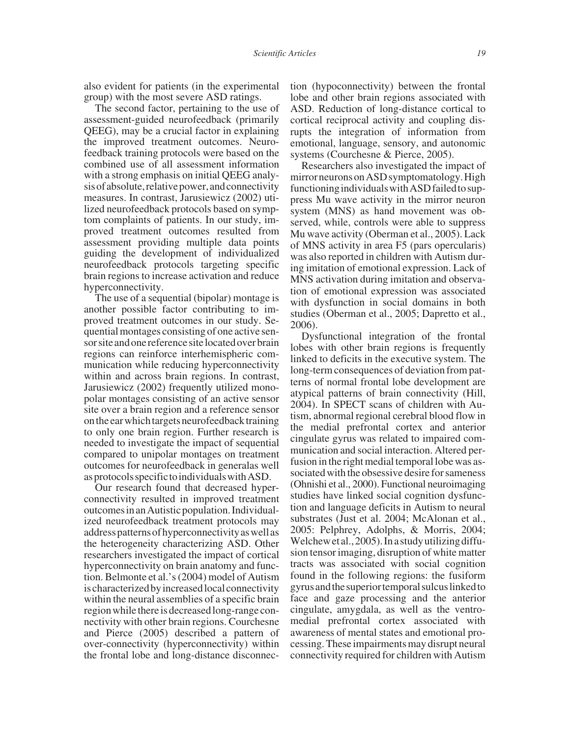also evident for patients (in the experimental group) with the most severe ASD ratings.

The second factor, pertaining to the use of assessment-guided neurofeedback (primarily QEEG), may be a crucial factor in explaining the improved treatment outcomes. Neurofeedback training protocols were based on the combined use of all assessment information with a strong emphasis on initial QEEG analysis of absolute, relative power, and connectivity measures. In contrast, Jarusiewicz (2002) utilized neurofeedback protocols based on symptom complaints of patients. In our study, improved treatment outcomes resulted from assessment providing multiple data points guiding the development of individualized neurofeedback protocols targeting specific brain regions to increase activation and reduce hyperconnectivity.

The use of a sequential (bipolar) montage is another possible factor contributing to improved treatment outcomes in our study. Sequential montages consisting of one active sensor site and one reference site located over brain regions can reinforce interhemispheric communication while reducing hyperconnectivity within and across brain regions. In contrast, Jarusiewicz (2002) frequently utilized monopolar montages consisting of an active sensor site over a brain region and a reference sensor on the ear which targets neurofeedback training to only one brain region. Further research is needed to investigate the impact of sequential compared to unipolar montages on treatment outcomes for neurofeedback in generalas well as protocols specific to individuals with ASD.

Our research found that decreased hyperconnectivity resulted in improved treatment outcomes in an Autistic population. Individualized neurofeedback treatment protocols may address patterns of hyperconnectivity as well as the heterogeneity characterizing ASD. Other researchers investigated the impact of cortical hyperconnectivity on brain anatomy and function. Belmonte et al.'s (2004) model of Autism is characterized by increased local connectivity within the neural assemblies of a specific brain region while there is decreased long-range connectivity with other brain regions. Courchesne and Pierce (2005) described a pattern of over-connectivity (hyperconnectivity) within the frontal lobe and long-distance disconnection (hypoconnectivity) between the frontal lobe and other brain regions associated with ASD. Reduction of long-distance cortical to cortical reciprocal activity and coupling disrupts the integration of information from emotional, language, sensory, and autonomic systems (Courchesne & Pierce, 2005).

Researchers also investigated the impact of mirror neurons on ASD symptomatology. High functioning individuals with ASD failed to suppress Mu wave activity in the mirror neuron system (MNS) as hand movement was observed, while, controls were able to suppress Mu wave activity (Oberman et al., 2005). Lack of MNS activity in area F5 (pars opercularis) was also reported in children with Autism during imitation of emotional expression. Lack of MNS activation during imitation and observation of emotional expression was associated with dysfunction in social domains in both studies (Oberman et al., 2005; Dapretto et al., 2006).

Dysfunctional integration of the frontal lobes with other brain regions is frequently linked to deficits in the executive system. The long-term consequences of deviation from patterns of normal frontal lobe development are atypical patterns of brain connectivity (Hill, 2004). In SPECT scans of children with Autism, abnormal regional cerebral blood flow in the medial prefrontal cortex and anterior cingulate gyrus was related to impaired communication and social interaction. Altered perfusion in the right medial temporal lobe was associated with the obsessive desire for sameness (Ohnishi et al., 2000). Functional neuroimaging studies have linked social cognition dysfunction and language deficits in Autism to neural substrates (Just et al. 2004; McAlonan et al., 2005: Pelphrey, Adolphs, & Morris, 2004; Welchew et al., 2005). In a study utilizing diffusion tensor imaging, disruption of white matter tracts was associated with social cognition found in the following regions: the fusiform gyrus and the superior temporal sulcus linked to face and gaze processing and the anterior cingulate, amygdala, as well as the ventromedial prefrontal cortex associated with awareness of mental states and emotional processing. These impairments may disrupt neural connectivity required for children with Autism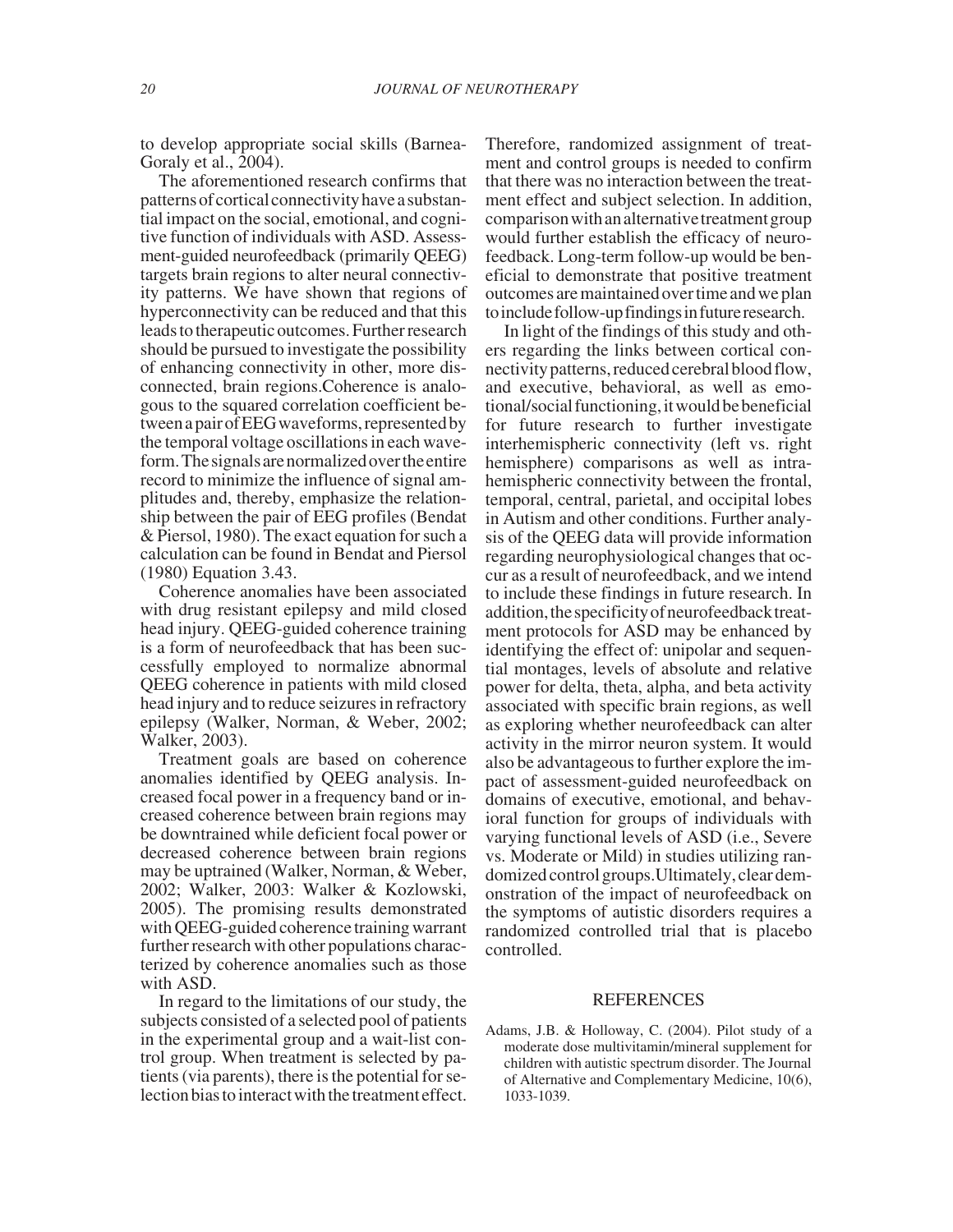to develop appropriate social skills (Barnea-Goraly et al., 2004).

The aforementioned research confirms that patterns of cortical connectivity have a substantial impact on the social, emotional, and cognitive function of individuals with ASD. Assessment-guided neurofeedback (primarily QEEG) targets brain regions to alter neural connectivity patterns. We have shown that regions of hyperconnectivity can be reduced and that this leads to therapeutic outcomes. Further research should be pursued to investigate the possibility of enhancing connectivity in other, more disconnected, brain regions.Coherence is analogous to the squared correlation coefficient between a pair of EEG waveforms, represented by the temporal voltage oscillations in each waveform. The signals are normalized over the entire record to minimize the influence of signal amplitudes and, thereby, emphasize the relationship between the pair of EEG profiles (Bendat & Piersol, 1980). The exact equation for such a calculation can be found in Bendat and Piersol (1980) Equation 3.43.

Coherence anomalies have been associated with drug resistant epilepsy and mild closed head injury. QEEG-guided coherence training is a form of neurofeedback that has been successfully employed to normalize abnormal QEEG coherence in patients with mild closed head injury and to reduce seizures in refractory epilepsy (Walker, Norman, & Weber, 2002; Walker, 2003).

Treatment goals are based on coherence anomalies identified by QEEG analysis. Increased focal power in a frequency band or increased coherence between brain regions may be downtrained while deficient focal power or decreased coherence between brain regions may be uptrained (Walker, Norman, & Weber, 2002; Walker, 2003: Walker & Kozlowski, 2005). The promising results demonstrated with QEEG-guided coherence training warrant further research with other populations characterized by coherence anomalies such as those with ASD.

In regard to the limitations of our study, the subjects consisted of a selected pool of patients in the experimental group and a wait-list control group. When treatment is selected by patients (via parents), there is the potential for selection bias to interact with the treatment effect. Therefore, randomized assignment of treatment and control groups is needed to confirm that there was no interaction between the treatment effect and subject selection. In addition, comparison with an alternative treatment group would further establish the efficacy of neurofeedback. Long-term follow-up would be beneficial to demonstrate that positive treatment outcomes are maintained over time and we plan to include follow-up findings in future research.

In light of the findings of this study and others regarding the links between cortical connectivity patterns, reduced cerebral blood flow, and executive, behavioral, as well as emotional/social functioning, it would be beneficial for future research to further investigate interhemispheric connectivity (left vs. right hemisphere) comparisons as well as intrahemispheric connectivity between the frontal, temporal, central, parietal, and occipital lobes in Autism and other conditions. Further analysis of the QEEG data will provide information regarding neurophysiological changes that occur as a result of neurofeedback, and we intend to include these findings in future research. In addition, the specificity of neurofeedback treatment protocols for ASD may be enhanced by identifying the effect of: unipolar and sequential montages, levels of absolute and relative power for delta, theta, alpha, and beta activity associated with specific brain regions, as well as exploring whether neurofeedback can alter activity in the mirror neuron system. It would also be advantageous to further explore the impact of assessment-guided neurofeedback on domains of executive, emotional, and behavioral function for groups of individuals with varying functional levels of ASD (i.e., Severe vs. Moderate or Mild) in studies utilizing randomized control groups.Ultimately, clear demonstration of the impact of neurofeedback on the symptoms of autistic disorders requires a randomized controlled trial that is placebo controlled.

## REFERENCES

Adams, J.B. & Holloway, C. (2004). Pilot study of a moderate dose multivitamin/mineral supplement for children with autistic spectrum disorder. The Journal of Alternative and Complementary Medicine, 10(6), 1033-1039.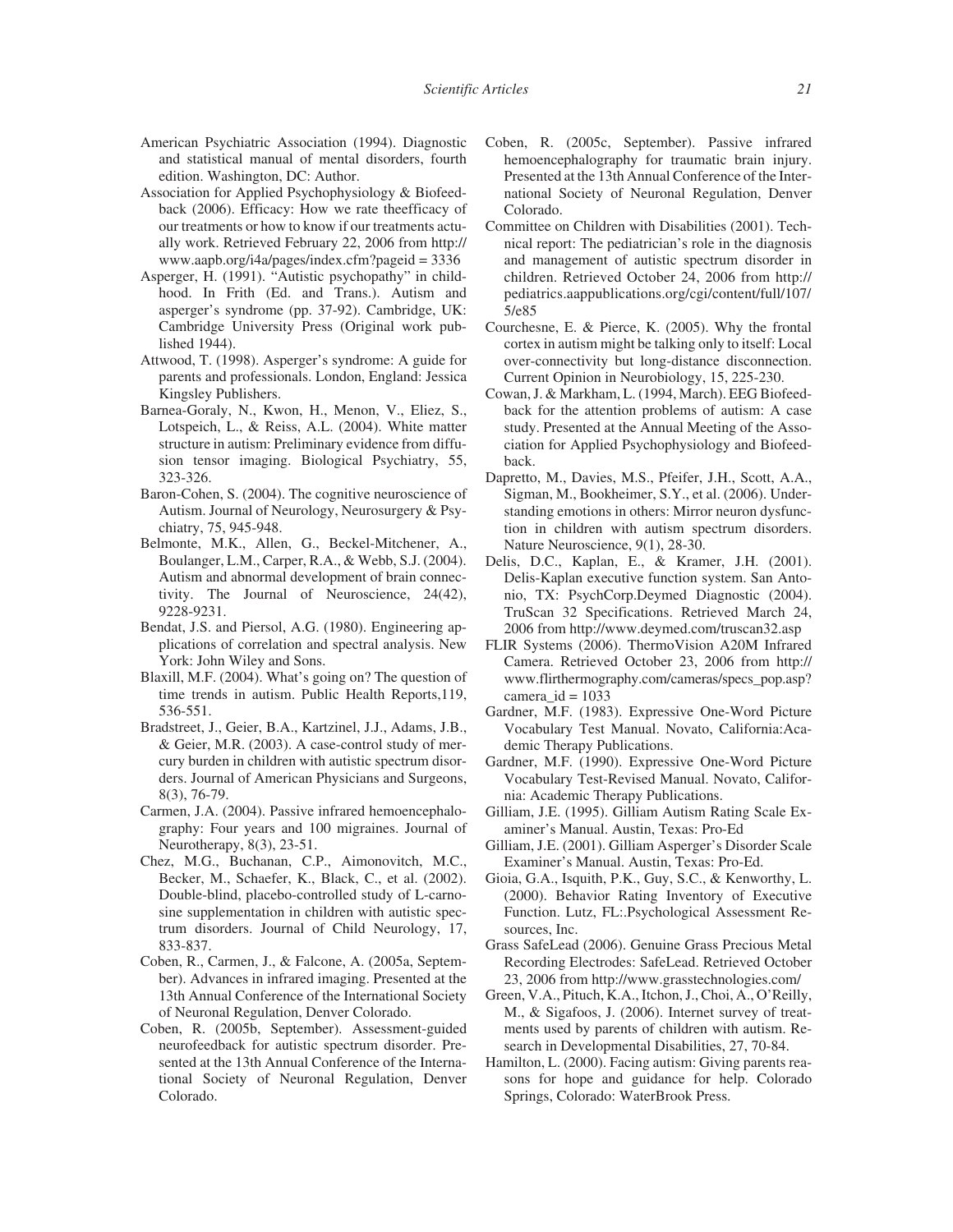American Psychiatric Association (1994). Diagnostic and statistical manual of mental disorders, fourth edition. Washington, DC: Author.

Association for Applied Psychophysiology & Biofeedback (2006). Efficacy: How we rate theefficacy of our treatments or how to know if our treatments actually work. Retrieved February 22, 2006 from http://www.aapb.org/i4a/pages/index.cfm?pageid = 3336

Asperger, H. (1991). "Autistic psychopathy" in childhood. In Frith (Ed. and Trans.). Autism and asperger's syndrome (pp. 37-92). Cambridge, UK: Cambridge University Press (Original work published 1944).

Attwood, T. (1998). Asperger's syndrome: A guide for parents and professionals. London, England: Jessica Kingsley Publishers.

Barnea-Goraly, N., Kwon, H., Menon, V., Eliez, S., Lotspeich, L., & Reiss, A.L. (2004). White matter structure in autism: Preliminary evidence from diffusion tensor imaging. Biological Psychiatry, 55, 323-326.

Baron-Cohen, S. (2004). The cognitive neuroscience of Autism. Journal of Neurology, Neurosurgery & Psychiatry, 75, 945-948.

Belmonte, M.K., Allen, G., Beckel-Mitchener, A., Boulanger, L.M., Carper, R.A., & Webb, S.J. (2004). Autism and abnormal development of brain connectivity. The Journal of Neuroscience, 24(42), 9228-9231.

Bendat, J.S. and Piersol, A.G. (1980). Engineering applications of correlation and spectral analysis. New York: John Wiley and Sons.

Blaxill, M.F. (2004). What's going on? The question of time trends in autism. Public Health Reports,119, 536-551.

Bradstreet, J., Geier, B.A., Kartzinel, J.J., Adams, J.B., & Geier, M.R. (2003). A case-control study of mercury burden in children with autistic spectrum disorders. Journal of American Physicians and Surgeons, 8(3), 76-79.

Carmen, J.A. (2004). Passive infrared hemoencephalography: Four years and 100 migraines. Journal of Neurotherapy, 8(3), 23-51.

Chez, M.G., Buchanan, C.P., Aimonovitch, M.C., Becker, M., Schaefer, K., Black, C., et al. (2002). Double-blind, placebo-controlled study of L-carnosine supplementation in children with autistic spectrum disorders. Journal of Child Neurology, 17, 833-837.

Coben, R., Carmen, J., & Falcone, A. (2005a, September). Advances in infrared imaging. Presented at the 13th Annual Conference of the International Society of Neuronal Regulation, Denver Colorado.

Coben, R. (2005b, September). Assessment-guided neurofeedback for autistic spectrum disorder. Presented at the 13th Annual Conference of the International Society of Neuronal Regulation, Denver Colorado.

Coben, R. (2005c, September). Passive infrared hemoencephalography for traumatic brain injury. Presented at the 13th Annual Conference of the International Society of Neuronal Regulation, Denver Colorado.

Committee on Children with Disabilities (2001). Technical report: The pediatrician's role in the diagnosis and management of autistic spectrum disorder in children. Retrieved October 24, 2006 from http://pediatrics.aappublications.org/cgi/content/full/107/5/e85

Courchesne, E. & Pierce, K. (2005). Why the frontal cortex in autism might be talking only to itself: Local over-connectivity but long-distance disconnection. Current Opinion in Neurobiology, 15, 225-230.

Cowan, J. & Markham, L. (1994, March). EEG Biofeedback for the attention problems of autism: A case study. Presented at the Annual Meeting of the Association for Applied Psychophysiology and Biofeedback.

Dapretto, M., Davies, M.S., Pfeifer, J.H., Scott, A.A., Sigman, M., Bookheimer, S.Y., et al. (2006). Understanding emotions in others: Mirror neuron dysfunction in children with autism spectrum disorders. Nature Neuroscience, 9(1), 28-30.

Delis, D.C., Kaplan, E., & Kramer, J.H. (2001). Delis-Kaplan executive function system. San Antonio, TX: PsychCorp.Deymed Diagnostic (2004). TruScan 32 Specifications. Retrieved March 24, 2006 from http://www.deymed.com/truscan32.asp

FLIR Systems (2006). ThermoVision A20M Infrared Camera. Retrieved October 23, 2006 from http://www.flirthermography.com/cameras/specs_pop.asp?camera_id = 1033

Gardner, M.F. (1983). Expressive One-Word Picture Vocabulary Test Manual. Novato, California:Academic Therapy Publications.

Gardner, M.F. (1990). Expressive One-Word Picture Vocabulary Test-Revised Manual. Novato, California: Academic Therapy Publications.

Gilliam, J.E. (1995). Gilliam Autism Rating Scale Examiner's Manual. Austin, Texas: Pro-Ed

Gilliam, J.E. (2001). Gilliam Asperger's Disorder Scale Examiner's Manual. Austin, Texas: Pro-Ed.

Gioia, G.A., Isquith, P.K., Guy, S.C., & Kenworthy, L. (2000). Behavior Rating Inventory of Executive Function. Lutz, FL:.Psychological Assessment Resources, Inc.

Grass SafeLead (2006). Genuine Grass Precious Metal Recording Electrodes: SafeLead. Retrieved October 23, 2006 from http://www.grasstechnologies.com/

Green, V.A., Pituch, K.A., Itchon, J., Choi, A., O'Reilly, M., & Sigafoos, J. (2006). Internet survey of treatments used by parents of children with autism. Research in Developmental Disabilities, 27, 70-84.

Hamilton, L. (2000). Facing autism: Giving parents reasons for hope and guidance for help. Colorado Springs, Colorado: WaterBrook Press.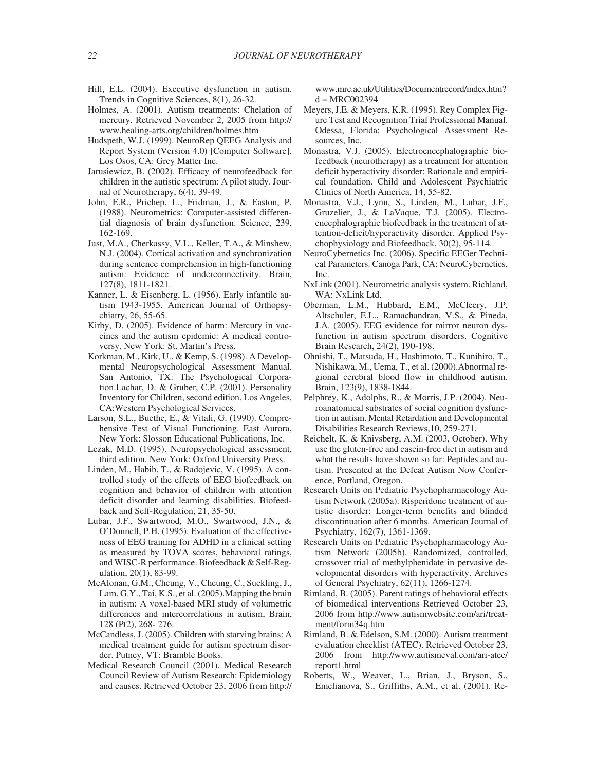Hill, E.L. (2004). Executive dysfunction in autism. Trends in Cognitive Sciences, 8(1), 26-32.

Holmes, A. (2001). Autism treatments: Chelation of mercury. Retrieved November 2, 2005 from http://www.healing-arts.org/children/holmes.htm

Hudspeth, W.J. (1999). NeuroRep QEEG Analysis and Report System (Version 4.0) [Computer Software]. Los Osos, CA: Grey Matter Inc.

Jarusiewicz, B. (2002). Efficacy of neurofeedback for children in the autistic spectrum: A pilot study. Journal of Neurotherapy, 6(4), 39-49.

John, E.R., Prichep, L., Fridman, J., & Easton, P. (1988). Neurometrics: Computer-assisted differential diagnosis of brain dysfunction. Science, 239, 162-169.

Just, M.A., Cherkassy, V.L., Keller, T.A., & Minshew, N.J. (2004). Cortical activation and synchronization during sentence comprehension in high-functioning autism: Evidence of underconnectivity. Brain, 127(8), 1811-1821.

Kanner, L. & Eisenberg, L. (1956). Early infantile autism 1943-1955. American Journal of Orthopsychiatry, 26, 55-65.

Kirby, D. (2005). Evidence of harm: Mercury in vaccines and the autism epidemic: A medical controversy. New York: St. Martin's Press.

Korkman, M., Kirk, U., & Kemp, S. (1998). A Developmental Neuropsychological Assessment Manual. San Antonio, TX: The Psychological Corporation.Lachar, D. & Gruber, C.P. (2001). Personality Inventory for Children, second edition. Los Angeles, CA:Western Psychological Services.

Larson, S.L., Buethe, E., & Vitali, G. (1990). Comprehensive Test of Visual Functioning. East Aurora, New York: Slosson Educational Publications, Inc.

Lezak, M.D. (1995). Neuropsychological assessment, third edition. New York: Oxford University Press.

Linden, M., Habib, T., & Radojevic, V. (1995). A controlled study of the effects of EEG biofeedback on cognition and behavior of children with attention deficit disorder and learning disabilities. Biofeedback and Self-Regulation, 21, 35-50.

Lubar, J.F., Swartwood, M.O., Swartwood, J.N., & O'Donnell, P.H. (1995). Evaluation of the effectiveness of EEG training for ADHD in a clinical setting as measured by TOVA scores, behavioral ratings, and WISC-R performance. Biofeedback & Self-Regulation, 20(1), 83-99.

McAlonan, G.M., Cheung, V., Cheung, C., Suckling, J., Lam, G.Y., Tai, K.S., et al. (2005).Mapping the brain in autism: A voxel-based MRI study of volumetric differences and intercorrelations in autism, Brain, 128 (Pt2), 268- 276.

McCandless, J. (2005). Children with starving brains: A medical treatment guide for autism spectrum disorder. Putney, VT: Bramble Books.

Medical Research Council (2001). Medical Research Council Review of Autism Research: Epidemiology and causes. Retrieved October 23, 2006 from http://www.mrc.ac.uk/Utilities/Documentrecord/index.htm?d = MRC002394

Meyers, J.E. & Meyers, K.R. (1995). Rey Complex Figure Test and Recognition Trial Professional Manual. Odessa, Florida: Psychological Assessment Resources, Inc.

Monastra, V.J. (2005). Electroencephalographic biofeedback (neurotherapy) as a treatment for attention deficit hyperactivity disorder: Rationale and empirical foundation. Child and Adolescent Psychiatric Clinics of North America, 14, 55-82.

Monastra, V.J., Lynn, S., Linden, M., Lubar, J.F., Gruzelier, J., & LaVaque, T.J. (2005). Electroencephalographic biofeedback in the treatment of attention-deficit/hyperactivity disorder. Applied Psychophysiology and Biofeedback, 30(2), 95-114.

NeuroCybernetics Inc. (2006). Specific EEGer Technical Parameters. Canoga Park, CA: NeuroCybernetics, Inc.

NxLink (2001). Neurometric analysis system. Richland, WA: NxLink Ltd.

Oberman, L.M., Hubbard, E.M., McCleery, J.P, Altschuler, E.L., Ramachandran, V.S., & Pineda, J.A. (2005). EEG evidence for mirror neuron dysfunction in autism spectrum disorders. Cognitive Brain Research, 24(2), 190-198.

Ohnishi, T., Matsuda, H., Hashimoto, T., Kunihiro, T., Nishikawa, M., Uema, T., et al. (2000).Abnormal regional cerebral blood flow in childhood autism. Brain, 123(9), 1838-1844.

Pelphrey, K., Adolphs, R., & Morris, J.P. (2004). Neuroanatomical substrates of social cognition dysfunction in autism. Mental Retardation and Developmental Disabilities Research Reviews,10, 259-271.

Reichelt, K. & Knivsberg, A.M. (2003, October). Why use the gluten-free and casein-free diet in autism and what the results have shown so far: Peptides and autism. Presented at the Defeat Autism Now Conference, Portland, Oregon.

Research Units on Pediatric Psychopharmacology Autism Network (2005a). Risperidone treatment of autistic disorder: Longer-term benefits and blinded discontinuation after 6 months. American Journal of Psychiatry, 162(7), 1361-1369.

Research Units on Pediatric Psychopharmacology Autism Network (2005b). Randomized, controlled, crossover trial of methylphenidate in pervasive developmental disorders with hyperactivity. Archives of General Psychiatry, 62(11), 1266-1274.

Rimland, B. (2005). Parent ratings of behavioral effects of biomedical interventions Retrieved October 23, 2006 from http://www.autismwebsite.com/ari/treatment/form34q.htm

Rimland, B. & Edelson, S.M. (2000). Autism treatment evaluation checklist (ATEC). Retrieved October 23, 2006 from http://www.autismeval.com/ari-atec/report1.html

Roberts, W., Weaver, L., Brian, J., Bryson, S., Emelianova, S., Griffiths, A.M., et al. (2001). Re-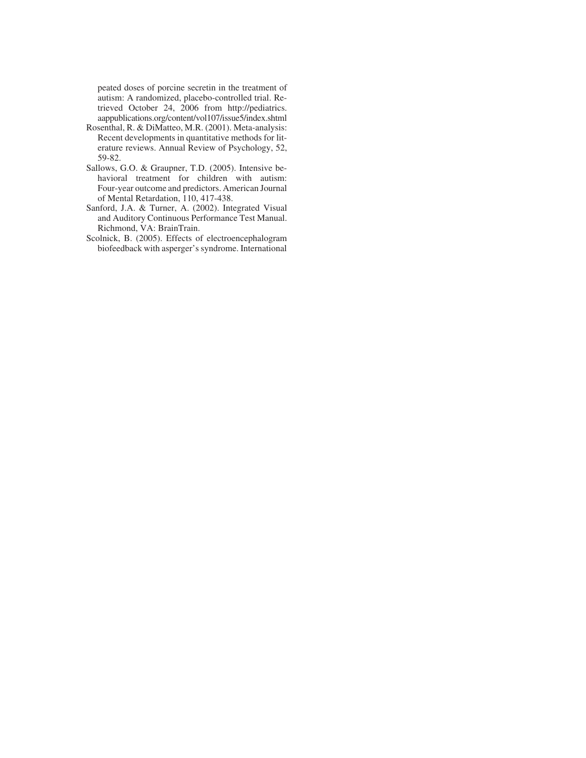peated doses of porcine secretin in the treatment of autism: A randomized, placebo-controlled trial. Retrieved October 24, 2006 from http://pediatrics.aappublications.org/content/vol107/issue5/index.shtml

Rosenthal, R. & DiMatteo, M.R. (2001). Meta-analysis: Recent developments in quantitative methods for literature reviews. Annual Review of Psychology, 52, 59-82.

Sallows, G.O. & Graupner, T.D. (2005). Intensive behavioral treatment for children with autism: Four-year outcome and predictors. American Journal of Mental Retardation, 110, 417-438.

Sanford, J.A. & Turner, A. (2002). Integrated Visual and Auditory Continuous Performance Test Manual. Richmond, VA: BrainTrain.

Scolnick, B. (2005). Effects of electroencephalogram biofeedback with asperger's syndrome. International